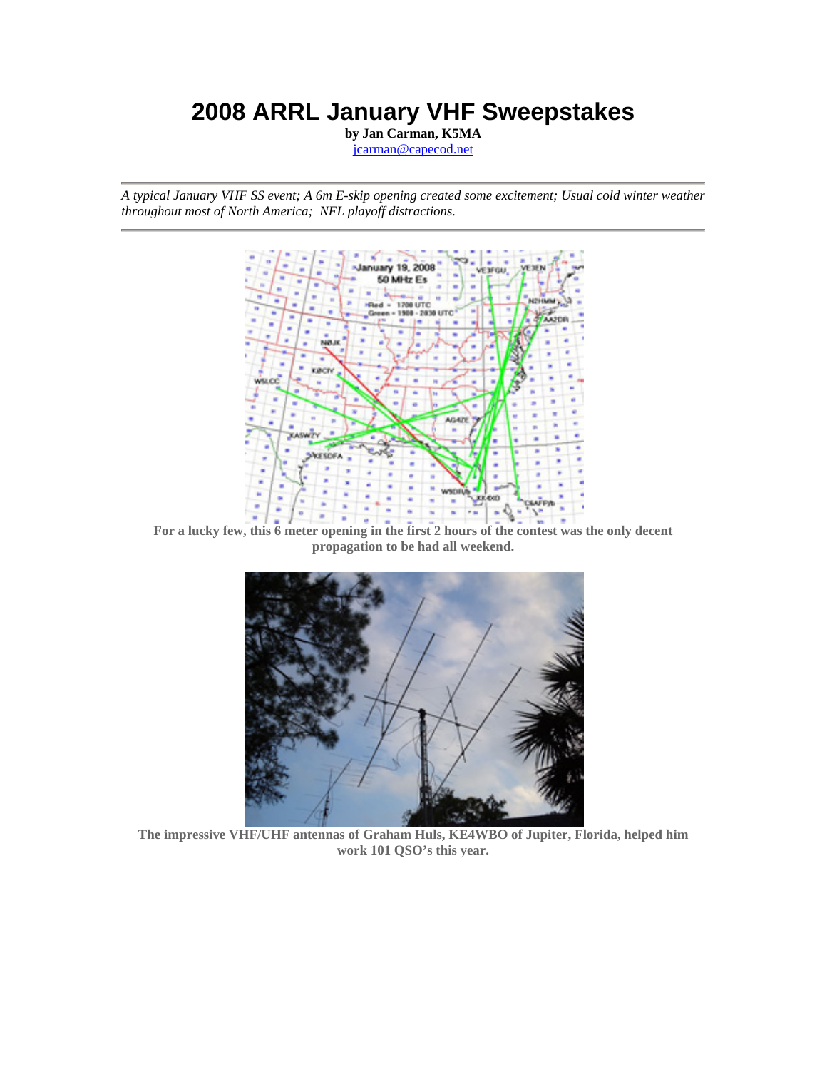# 2008 ARRL January VHF Sweepstakes

**by Jan Carman, K5MA**

jcarman@capecod.net

---

*A typical January VHF SS event; A 6m E-skip opening created some excitement; Usual cold winter weather throughout most of North America; NFL playoff distractions.*

---

**For a lucky few, this 6 meter opening in the first 2 hours of the contest was the only decent propagation to be had all weekend.**

**The impressive VHF/UHF antennas of Graham Huls, KE4WBO of Jupiter, Florida, helped him work 101 QSO's this year.**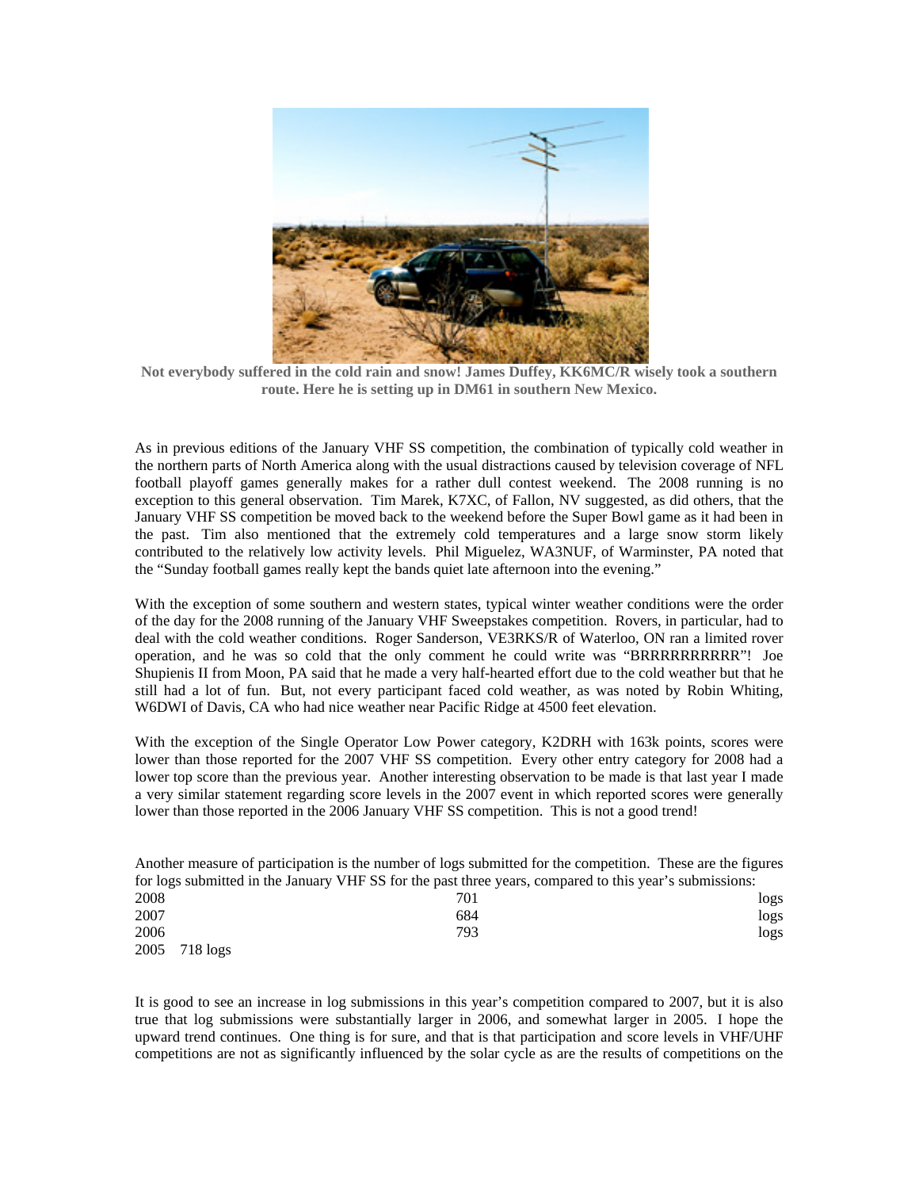**Not everybody suffered in the cold rain and snow! James Duffey, KK6MC/R wisely took a southern route. Here he is setting up in DM61 in southern New Mexico.**

As in previous editions of the January VHF SS competition, the combination of typically cold weather in the northern parts of North America along with the usual distractions caused by television coverage of NFL football playoff games generally makes for a rather dull contest weekend. The 2008 running is no exception to this general observation. Tim Marek, K7XC, of Fallon, NV suggested, as did others, that the January VHF SS competition be moved back to the weekend before the Super Bowl game as it had been in the past. Tim also mentioned that the extremely cold temperatures and a large snow storm likely contributed to the relatively low activity levels. Phil Miguelez, WA3NUF, of Warminster, PA noted that the "Sunday football games really kept the bands quiet late afternoon into the evening."

With the exception of some southern and western states, typical winter weather conditions were the order of the day for the 2008 running of the January VHF Sweepstakes competition. Rovers, in particular, had to deal with the cold weather conditions. Roger Sanderson, VE3RKS/R of Waterloo, ON ran a limited rover operation, and he was so cold that the only comment he could write was "BRRRRRRRRRR"! Joe Shupienis II from Moon, PA said that he made a very half-hearted effort due to the cold weather but that he still had a lot of fun. But, not every participant faced cold weather, as was noted by Robin Whiting, W6DWI of Davis, CA who had nice weather near Pacific Ridge at 4500 feet elevation.

With the exception of the Single Operator Low Power category, K2DRH with 163k points, scores were lower than those reported for the 2007 VHF SS competition. Every other entry category for 2008 had a lower top score than the previous year. Another interesting observation to be made is that last year I made a very similar statement regarding score levels in the 2007 event in which reported scores were generally lower than those reported in the 2006 January VHF SS competition. This is not a good trend!

Another measure of participation is the number of logs submitted for the competition. These are the figures for logs submitted in the January VHF SS for the past three years, compared to this year's submissions:

| | | |
|---|---|---|
| 2008 | 701 | logs |
| 2007 | 684 | logs |
| 2006 | 793 | logs |
| 2005 | 718 logs | |

It is good to see an increase in log submissions in this year's competition compared to 2007, but it is also true that log submissions were substantially larger in 2006, and somewhat larger in 2005. I hope the upward trend continues. One thing is for sure, and that is that participation and score levels in VHF/UHF competitions are not as significantly influenced by the solar cycle as are the results of competitions on the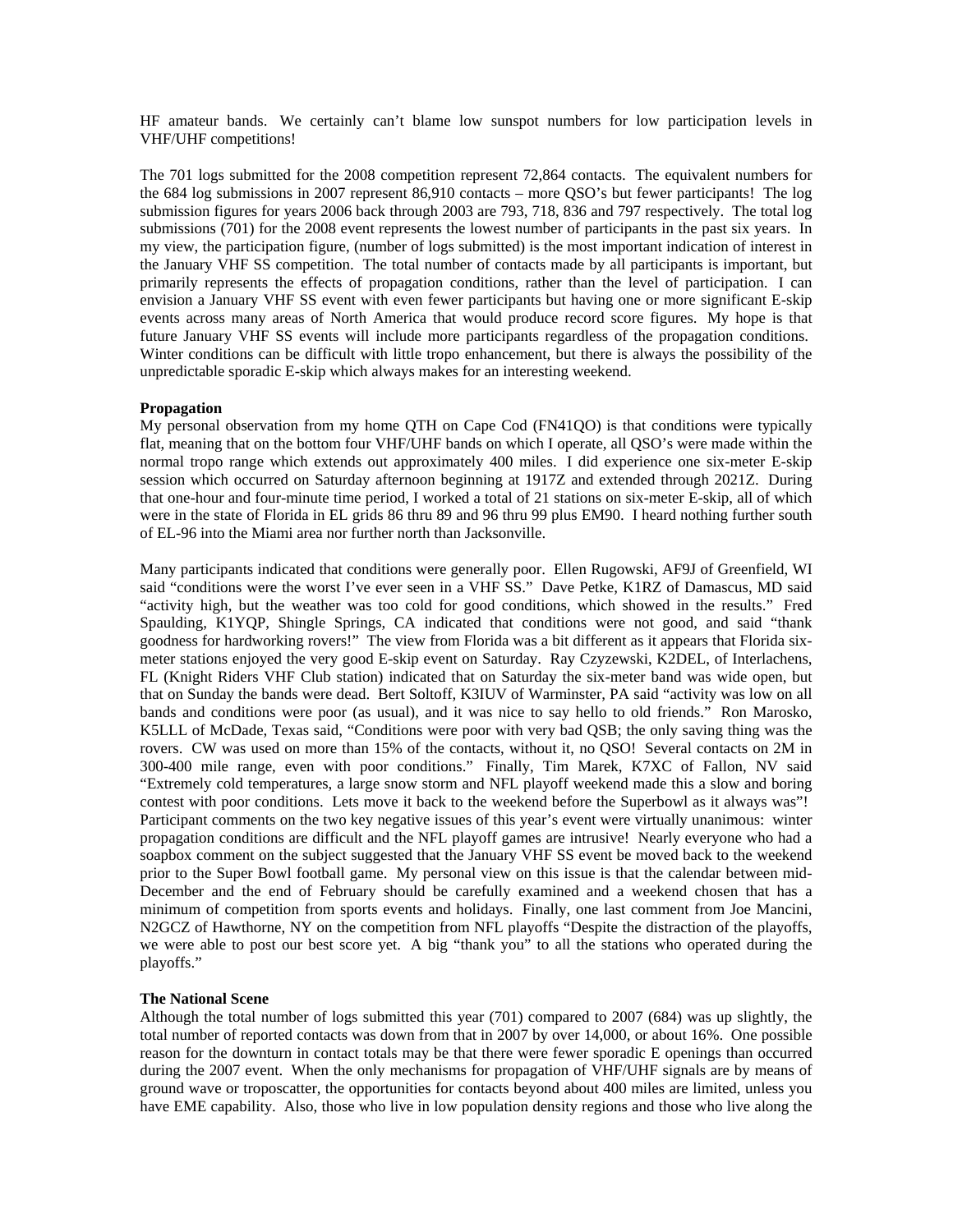HF amateur bands. We certainly can't blame low sunspot numbers for low participation levels in VHF/UHF competitions!

The 701 logs submitted for the 2008 competition represent 72,864 contacts. The equivalent numbers for the 684 log submissions in 2007 represent 86,910 contacts – more QSO's but fewer participants! The log submission figures for years 2006 back through 2003 are 793, 718, 836 and 797 respectively. The total log submissions (701) for the 2008 event represents the lowest number of participants in the past six years. In my view, the participation figure, (number of logs submitted) is the most important indication of interest in the January VHF SS competition. The total number of contacts made by all participants is important, but primarily represents the effects of propagation conditions, rather than the level of participation. I can envision a January VHF SS event with even fewer participants but having one or more significant E-skip events across many areas of North America that would produce record score figures. My hope is that future January VHF SS events will include more participants regardless of the propagation conditions. Winter conditions can be difficult with little tropo enhancement, but there is always the possibility of the unpredictable sporadic E-skip which always makes for an interesting weekend.

**Propagation**

My personal observation from my home QTH on Cape Cod (FN41QO) is that conditions were typically flat, meaning that on the bottom four VHF/UHF bands on which I operate, all QSO's were made within the normal tropo range which extends out approximately 400 miles. I did experience one six-meter E-skip session which occurred on Saturday afternoon beginning at 1917Z and extended through 2021Z. During that one-hour and four-minute time period, I worked a total of 21 stations on six-meter E-skip, all of which were in the state of Florida in EL grids 86 thru 89 and 96 thru 99 plus EM90. I heard nothing further south of EL-96 into the Miami area nor further north than Jacksonville.

Many participants indicated that conditions were generally poor. Ellen Rugowski, AF9J of Greenfield, WI said "conditions were the worst I've ever seen in a VHF SS." Dave Petke, K1RZ of Damascus, MD said "activity high, but the weather was too cold for good conditions, which showed in the results." Fred Spaulding, K1YQP, Shingle Springs, CA indicated that conditions were not good, and said "thank goodness for hardworking rovers!" The view from Florida was a bit different as it appears that Florida six-meter stations enjoyed the very good E-skip event on Saturday. Ray Czyzewski, K2DEL, of Interlachens, FL (Knight Riders VHF Club station) indicated that on Saturday the six-meter band was wide open, but that on Sunday the bands were dead. Bert Soltoff, K3IUV of Warminster, PA said "activity was low on all bands and conditions were poor (as usual), and it was nice to say hello to old friends." Ron Marosko, K5LLL of McDade, Texas said, "Conditions were poor with very bad QSB; the only saving thing was the rovers. CW was used on more than 15% of the contacts, without it, no QSO! Several contacts on 2M in 300-400 mile range, even with poor conditions." Finally, Tim Marek, K7XC of Fallon, NV said "Extremely cold temperatures, a large snow storm and NFL playoff weekend made this a slow and boring contest with poor conditions. Lets move it back to the weekend before the Superbowl as it always was"! Participant comments on the two key negative issues of this year's event were virtually unanimous: winter propagation conditions are difficult and the NFL playoff games are intrusive! Nearly everyone who had a soapbox comment on the subject suggested that the January VHF SS event be moved back to the weekend prior to the Super Bowl football game. My personal view on this issue is that the calendar between mid-December and the end of February should be carefully examined and a weekend chosen that has a minimum of competition from sports events and holidays. Finally, one last comment from Joe Mancini, N2GCZ of Hawthorne, NY on the competition from NFL playoffs "Despite the distraction of the playoffs, we were able to post our best score yet. A big "thank you" to all the stations who operated during the playoffs."

**The National Scene**

Although the total number of logs submitted this year (701) compared to 2007 (684) was up slightly, the total number of reported contacts was down from that in 2007 by over 14,000, or about 16%. One possible reason for the downturn in contact totals may be that there were fewer sporadic E openings than occurred during the 2007 event. When the only mechanisms for propagation of VHF/UHF signals are by means of ground wave or troposcatter, the opportunities for contacts beyond about 400 miles are limited, unless you have EME capability. Also, those who live in low population density regions and those who live along the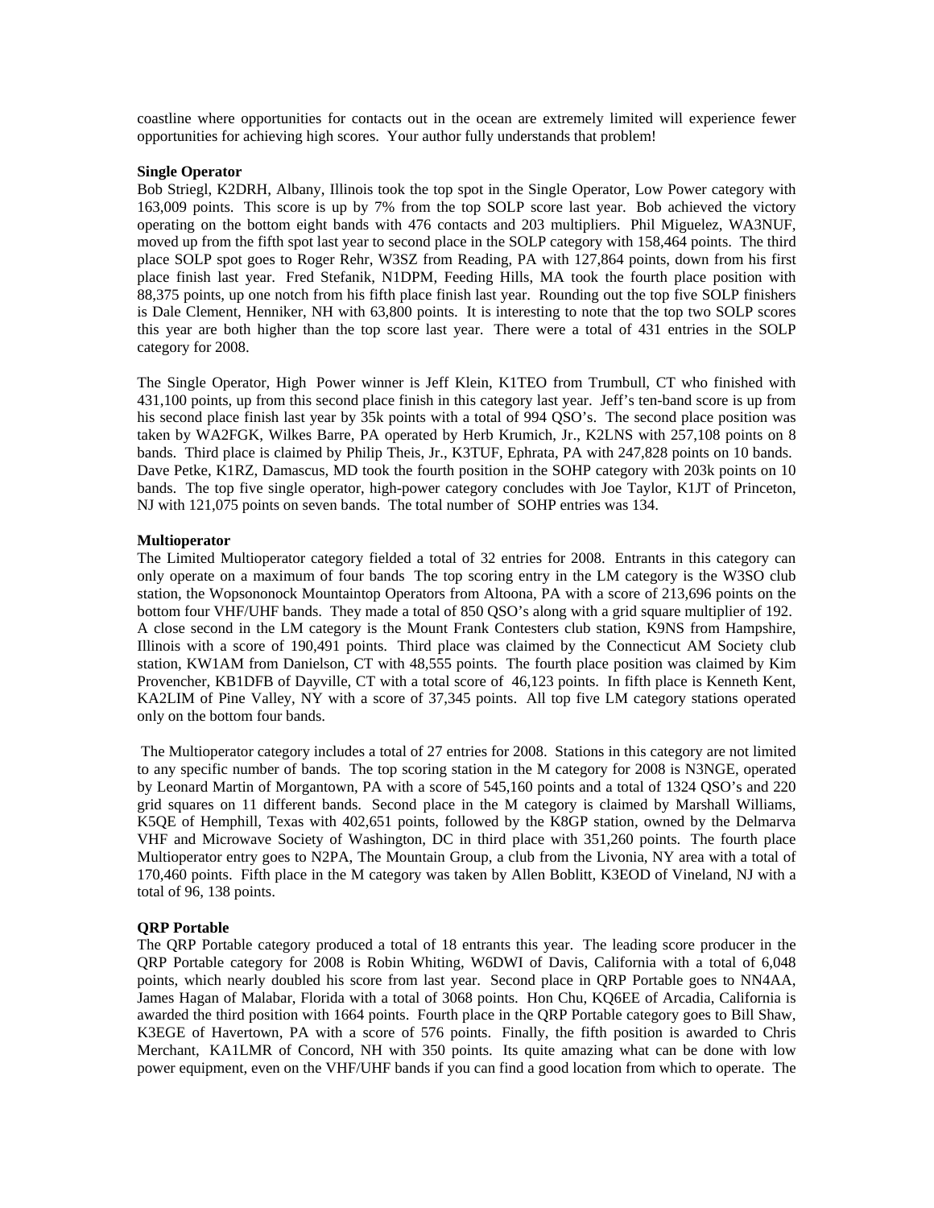coastline where opportunities for contacts out in the ocean are extremely limited will experience fewer opportunities for achieving high scores. Your author fully understands that problem!

**Single Operator**

Bob Striegl, K2DRH, Albany, Illinois took the top spot in the Single Operator, Low Power category with 163,009 points. This score is up by 7% from the top SOLP score last year. Bob achieved the victory operating on the bottom eight bands with 476 contacts and 203 multipliers. Phil Miguelez, WA3NUF, moved up from the fifth spot last year to second place in the SOLP category with 158,464 points. The third place SOLP spot goes to Roger Rehr, W3SZ from Reading, PA with 127,864 points, down from his first place finish last year. Fred Stefanik, N1DPM, Feeding Hills, MA took the fourth place position with 88,375 points, up one notch from his fifth place finish last year. Rounding out the top five SOLP finishers is Dale Clement, Henniker, NH with 63,800 points. It is interesting to note that the top two SOLP scores this year are both higher than the top score last year. There were a total of 431 entries in the SOLP category for 2008.

The Single Operator, High Power winner is Jeff Klein, K1TEO from Trumbull, CT who finished with 431,100 points, up from this second place finish in this category last year. Jeff's ten-band score is up from his second place finish last year by 35k points with a total of 994 QSO's. The second place position was taken by WA2FGK, Wilkes Barre, PA operated by Herb Krumich, Jr., K2LNS with 257,108 points on 8 bands. Third place is claimed by Philip Theis, Jr., K3TUF, Ephrata, PA with 247,828 points on 10 bands. Dave Petke, K1RZ, Damascus, MD took the fourth position in the SOHP category with 203k points on 10 bands. The top five single operator, high-power category concludes with Joe Taylor, K1JT of Princeton, NJ with 121,075 points on seven bands. The total number of SOHP entries was 134.

**Multioperator**

The Limited Multioperator category fielded a total of 32 entries for 2008. Entrants in this category can only operate on a maximum of four bands The top scoring entry in the LM category is the W3SO club station, the Wopsononock Mountaintop Operators from Altoona, PA with a score of 213,696 points on the bottom four VHF/UHF bands. They made a total of 850 QSO's along with a grid square multiplier of 192. A close second in the LM category is the Mount Frank Contesters club station, K9NS from Hampshire, Illinois with a score of 190,491 points. Third place was claimed by the Connecticut AM Society club station, KW1AM from Danielson, CT with 48,555 points. The fourth place position was claimed by Kim Provencher, KB1DFB of Dayville, CT with a total score of 46,123 points. In fifth place is Kenneth Kent, KA2LIM of Pine Valley, NY with a score of 37,345 points. All top five LM category stations operated only on the bottom four bands.

The Multioperator category includes a total of 27 entries for 2008. Stations in this category are not limited to any specific number of bands. The top scoring station in the M category for 2008 is N3NGE, operated by Leonard Martin of Morgantown, PA with a score of 545,160 points and a total of 1324 QSO's and 220 grid squares on 11 different bands. Second place in the M category is claimed by Marshall Williams, K5QE of Hemphill, Texas with 402,651 points, followed by the K8GP station, owned by the Delmarva VHF and Microwave Society of Washington, DC in third place with 351,260 points. The fourth place Multioperator entry goes to N2PA, The Mountain Group, a club from the Livonia, NY area with a total of 170,460 points. Fifth place in the M category was taken by Allen Boblitt, K3EOD of Vineland, NJ with a total of 96, 138 points.

**QRP Portable**

The QRP Portable category produced a total of 18 entrants this year. The leading score producer in the QRP Portable category for 2008 is Robin Whiting, W6DWI of Davis, California with a total of 6,048 points, which nearly doubled his score from last year. Second place in QRP Portable goes to NN4AA, James Hagan of Malabar, Florida with a total of 3068 points. Hon Chu, KQ6EE of Arcadia, California is awarded the third position with 1664 points. Fourth place in the QRP Portable category goes to Bill Shaw, K3EGE of Havertown, PA with a score of 576 points. Finally, the fifth position is awarded to Chris Merchant, KA1LMR of Concord, NH with 350 points. Its quite amazing what can be done with low power equipment, even on the VHF/UHF bands if you can find a good location from which to operate. The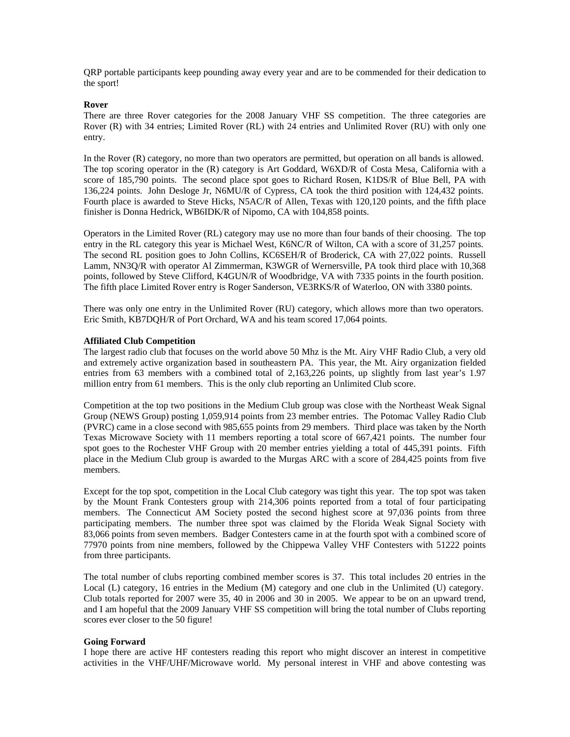QRP portable participants keep pounding away every year and are to be commended for their dedication to the sport!

**Rover**

There are three Rover categories for the 2008 January VHF SS competition. The three categories are Rover (R) with 34 entries; Limited Rover (RL) with 24 entries and Unlimited Rover (RU) with only one entry.

In the Rover (R) category, no more than two operators are permitted, but operation on all bands is allowed. The top scoring operator in the (R) category is Art Goddard, W6XD/R of Costa Mesa, California with a score of 185,790 points. The second place spot goes to Richard Rosen, K1DS/R of Blue Bell, PA with 136,224 points. John Desloge Jr, N6MU/R of Cypress, CA took the third position with 124,432 points. Fourth place is awarded to Steve Hicks, N5AC/R of Allen, Texas with 120,120 points, and the fifth place finisher is Donna Hedrick, WB6IDK/R of Nipomo, CA with 104,858 points.

Operators in the Limited Rover (RL) category may use no more than four bands of their choosing. The top entry in the RL category this year is Michael West, K6NC/R of Wilton, CA with a score of 31,257 points. The second RL position goes to John Collins, KC6SEH/R of Broderick, CA with 27,022 points. Russell Lamm, NN3Q/R with operator Al Zimmerman, K3WGR of Wernersville, PA took third place with 10,368 points, followed by Steve Clifford, K4GUN/R of Woodbridge, VA with 7335 points in the fourth position. The fifth place Limited Rover entry is Roger Sanderson, VE3RKS/R of Waterloo, ON with 3380 points.

There was only one entry in the Unlimited Rover (RU) category, which allows more than two operators. Eric Smith, KB7DQH/R of Port Orchard, WA and his team scored 17,064 points.

**Affiliated Club Competition**

The largest radio club that focuses on the world above 50 Mhz is the Mt. Airy VHF Radio Club, a very old and extremely active organization based in southeastern PA. This year, the Mt. Airy organization fielded entries from 63 members with a combined total of 2,163,226 points, up slightly from last year's 1.97 million entry from 61 members. This is the only club reporting an Unlimited Club score.

Competition at the top two positions in the Medium Club group was close with the Northeast Weak Signal Group (NEWS Group) posting 1,059,914 points from 23 member entries. The Potomac Valley Radio Club (PVRC) came in a close second with 985,655 points from 29 members. Third place was taken by the North Texas Microwave Society with 11 members reporting a total score of 667,421 points. The number four spot goes to the Rochester VHF Group with 20 member entries yielding a total of 445,391 points. Fifth place in the Medium Club group is awarded to the Murgas ARC with a score of 284,425 points from five members.

Except for the top spot, competition in the Local Club category was tight this year. The top spot was taken by the Mount Frank Contesters group with 214,306 points reported from a total of four participating members. The Connecticut AM Society posted the second highest score at 97,036 points from three participating members. The number three spot was claimed by the Florida Weak Signal Society with 83,066 points from seven members. Badger Contesters came in at the fourth spot with a combined score of 77970 points from nine members, followed by the Chippewa Valley VHF Contesters with 51222 points from three participants.

The total number of clubs reporting combined member scores is 37. This total includes 20 entries in the Local (L) category, 16 entries in the Medium (M) category and one club in the Unlimited (U) category. Club totals reported for 2007 were 35, 40 in 2006 and 30 in 2005. We appear to be on an upward trend, and I am hopeful that the 2009 January VHF SS competition will bring the total number of Clubs reporting scores ever closer to the 50 figure!

**Going Forward**

I hope there are active HF contesters reading this report who might discover an interest in competitive activities in the VHF/UHF/Microwave world. My personal interest in VHF and above contesting was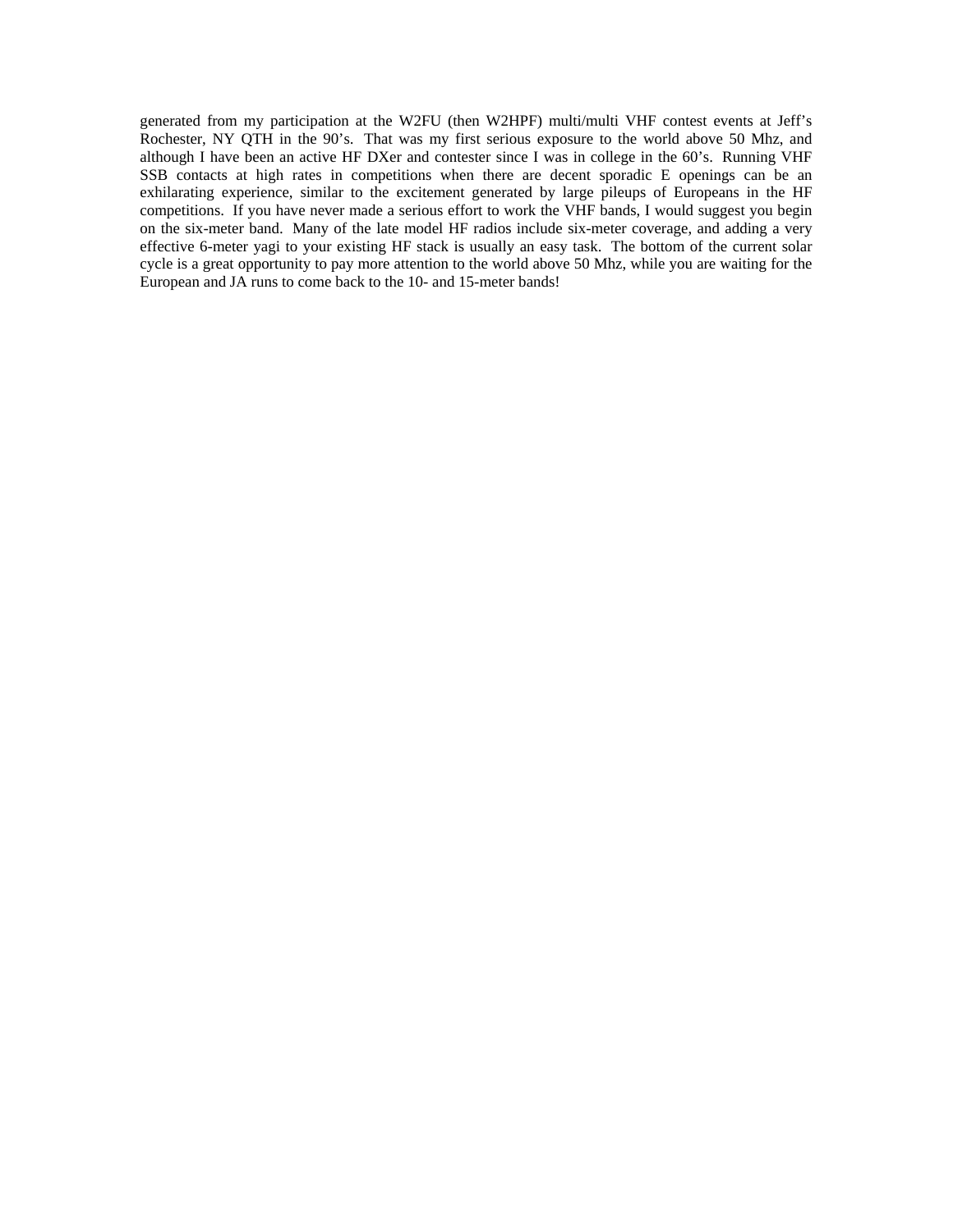generated from my participation at the W2FU (then W2HPF) multi/multi VHF contest events at Jeff's Rochester, NY QTH in the 90's. That was my first serious exposure to the world above 50 Mhz, and although I have been an active HF DXer and contester since I was in college in the 60's. Running VHF SSB contacts at high rates in competitions when there are decent sporadic E openings can be an exhilarating experience, similar to the excitement generated by large pileups of Europeans in the HF competitions. If you have never made a serious effort to work the VHF bands, I would suggest you begin on the six-meter band. Many of the late model HF radios include six-meter coverage, and adding a very effective 6-meter yagi to your existing HF stack is usually an easy task. The bottom of the current solar cycle is a great opportunity to pay more attention to the world above 50 Mhz, while you are waiting for the European and JA runs to come back to the 10- and 15-meter bands!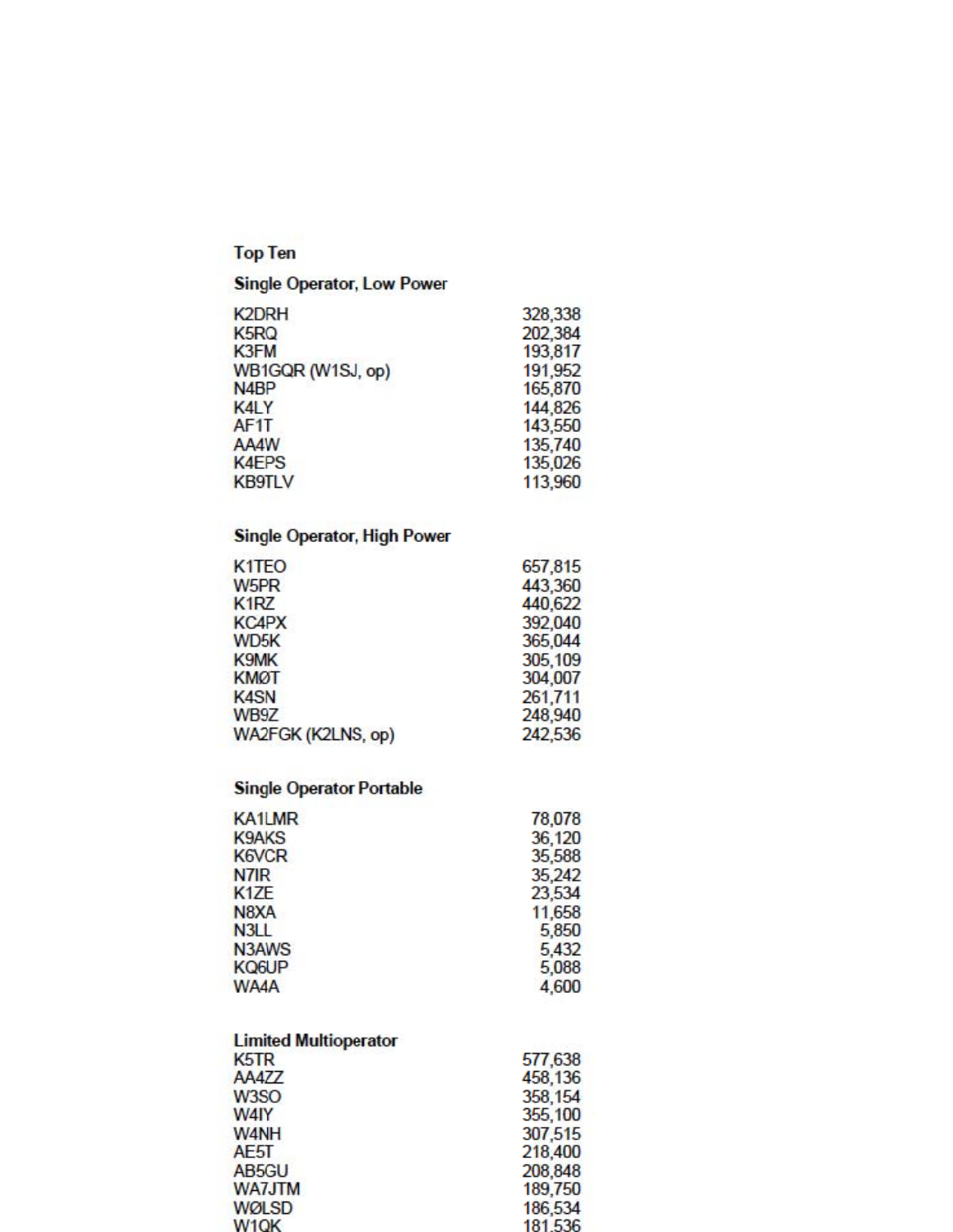## Top Ten

### Single Operator, Low Power

| | |
|---|---|
| K2DRH | 328,338 |
| K5RQ | 202,384 |
| K3FM | 193,817 |
| WB1GQR (W1SJ, op) | 191,952 |
| N4BP | 165,870 |
| K4LY | 144,826 |
| AF1T | 143,550 |
| AA4W | 135,740 |
| K4EPS | 135,026 |
| KB9TLV | 113,960 |

### Single Operator, High Power

| | |
|---|---|
| K1TEO | 657,815 |
| W5PR | 443,360 |
| K1RZ | 440,622 |
| KC4PX | 392,040 |
| WD5K | 365,044 |
| K9MK | 305,109 |
| KMØT | 304,007 |
| K4SN | 261,711 |
| WB9Z | 248,940 |
| WA2FGK (K2LNS, op) | 242,536 |

### Single Operator Portable

| | |
|---|---|
| KA1LMR | 78,078 |
| K9AKS | 36,120 |
| K6VCR | 35,588 |
| N7IR | 35,242 |
| K1ZE | 23,534 |
| N8XA | 11,658 |
| N3LL | 5,850 |
| N3AWS | 5,432 |
| KQ6UP | 5,088 |
| WA4A | 4,600 |

### Limited Multioperator

| | |
|---|---|
| K5TR | 577,638 |
| AA4ZZ | 458,136 |
| W3SO | 358,154 |
| W4IY | 355,100 |
| W4NH | 307,515 |
| AE5T | 218,400 |
| AB5GU | 208,848 |
| WA7JTM | 189,750 |
| WØLSD | 186,534 |
| W1QK | 181,536 |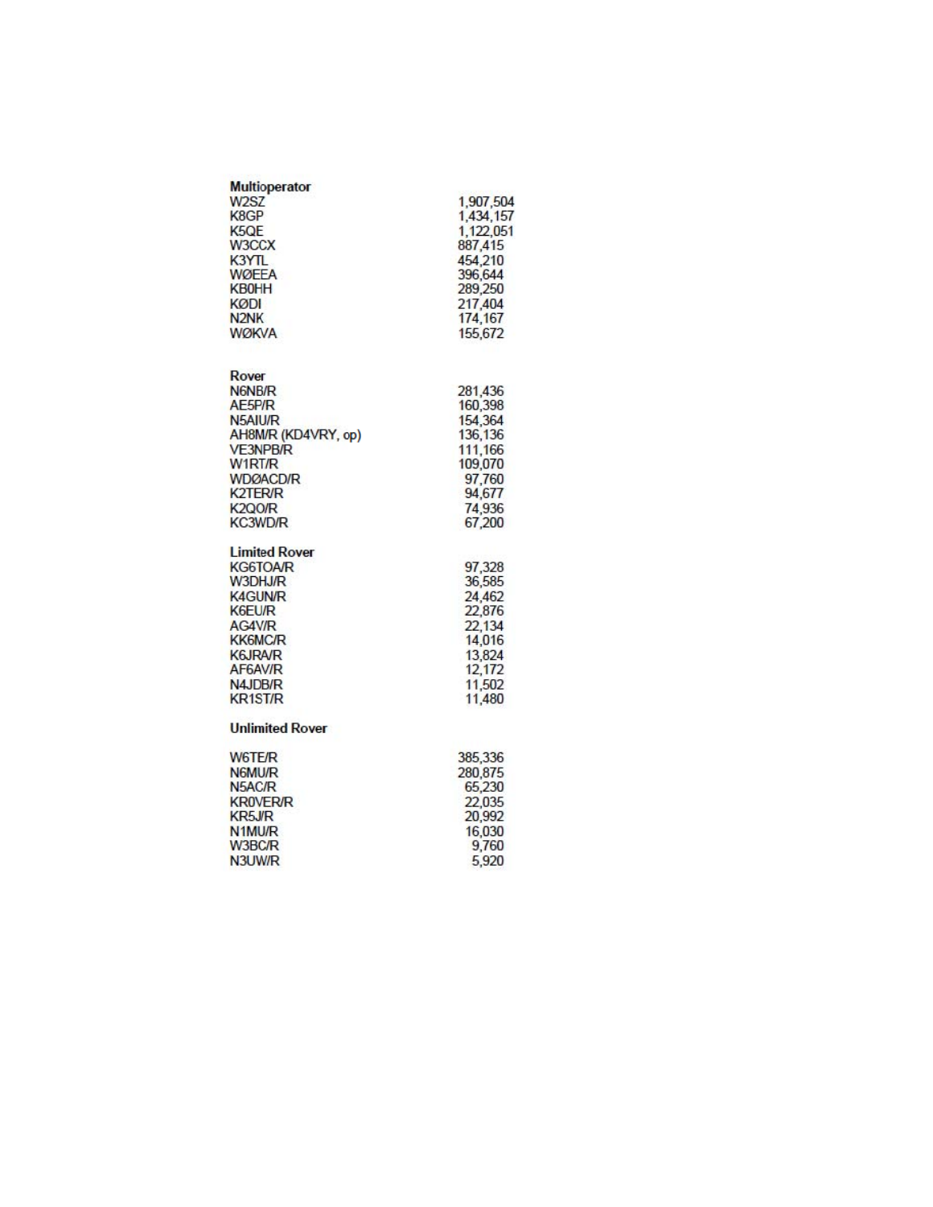**Multioperator**

| | |
|---|---|
| W2SZ | 1,907,504 |
| K8GP | 1,434,157 |
| K5QE | 1,122,051 |
| W3CCX | 887,415 |
| K3YTL | 454,210 |
| WØEEA | 396,644 |
| KB0HH | 289,250 |
| KØDI | 217,404 |
| N2NK | 174,167 |
| WØKVA | 155,672 |

**Rover**

| | |
|---|---|
| N6NB/R | 281,436 |
| AE5P/R | 160,398 |
| N5AIU/R | 154,364 |
| AH8M/R (KD4VRY, op) | 136,136 |
| VE3NPB/R | 111,166 |
| W1RT/R | 109,070 |
| WDØACD/R | 97,760 |
| K2TER/R | 94,677 |
| K2QO/R | 74,936 |
| KC3WD/R | 67,200 |

**Limited Rover**

| | |
|---|---|
| KG6TOA/R | 97,328 |
| W3DHJ/R | 36,585 |
| K4GUN/R | 24,462 |
| K6EU/R | 22,876 |
| AG4V/R | 22,134 |
| KK6MC/R | 14,016 |
| K6JRA/R | 13,824 |
| AF6AV/R | 12,172 |
| N4JDB/R | 11,502 |
| KR1ST/R | 11,480 |

**Unlimited Rover**

| | |
|---|---|
| W6TE/R | 385,336 |
| N6MU/R | 280,875 |
| N5AC/R | 65,230 |
| KR0VER/R | 22,035 |
| KR5J/R | 20,992 |
| N1MU/R | 16,030 |
| W3BC/R | 9,760 |
| N3UW/R | 5,920 |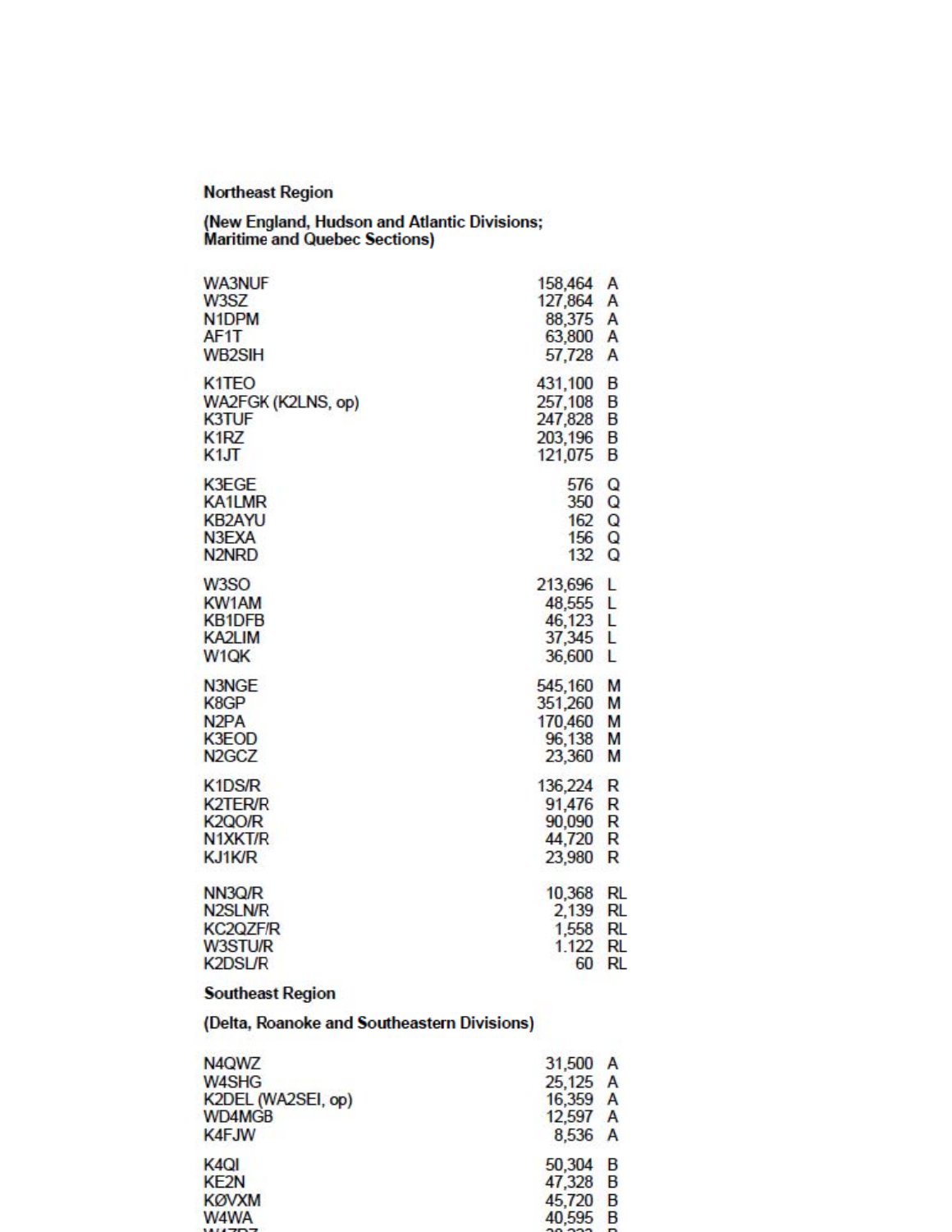### Northeast Region

**(New England, Hudson and Atlantic Divisions; Maritime and Quebec Sections)**

WA3NUF 158,464 A
W3SZ 127,864 A
N1DPM 88,375 A
AF1T 63,800 A
WB2SIH 57,728 A

K1TEO 431,100 B
WA2FGK (K2LNS, op) 257,108 B
K3TUF 247,828 B
K1RZ 203,196 B
K1JT 121,075 B

K3EGE 576 Q
KA1LMR 350 Q
KB2AYU 162 Q
N3EXA 156 Q
N2NRD 132 Q

W3SO 213,696 L
KW1AM 48,555 L
KB1DFB 46,123 L
KA2LIM 37,345 L
W1QK 36,600 L

N3NGE 545,160 M
K8GP 351,260 M
N2PA 170,460 M
K3EOD 96,138 M
N2GCZ 23,360 M

K1DS/R 136,224 R
K2TER/R 91,476 R
K2QO/R 90,090 R
N1XKT/R 44,720 R
KJ1K/R 23,980 R

NN3Q/R 10,368 RL
N2SLN/R 2,139 RL
KC2QZF/R 1,558 RL
W3STU/R 1.122 RL
K2DSL/R 60 RL

### Southeast Region

**(Delta, Roanoke and Southeastern Divisions)**

N4QWZ 31,500 A
W4SHG 25,125 A
K2DEL (WA2SEI, op) 16,359 A
WD4MGB 12,597 A
K4FJW 8,536 A

K4QI 50,304 B
KE2N 47,328 B
KØVXM 45,720 B
W4WA 40,595 B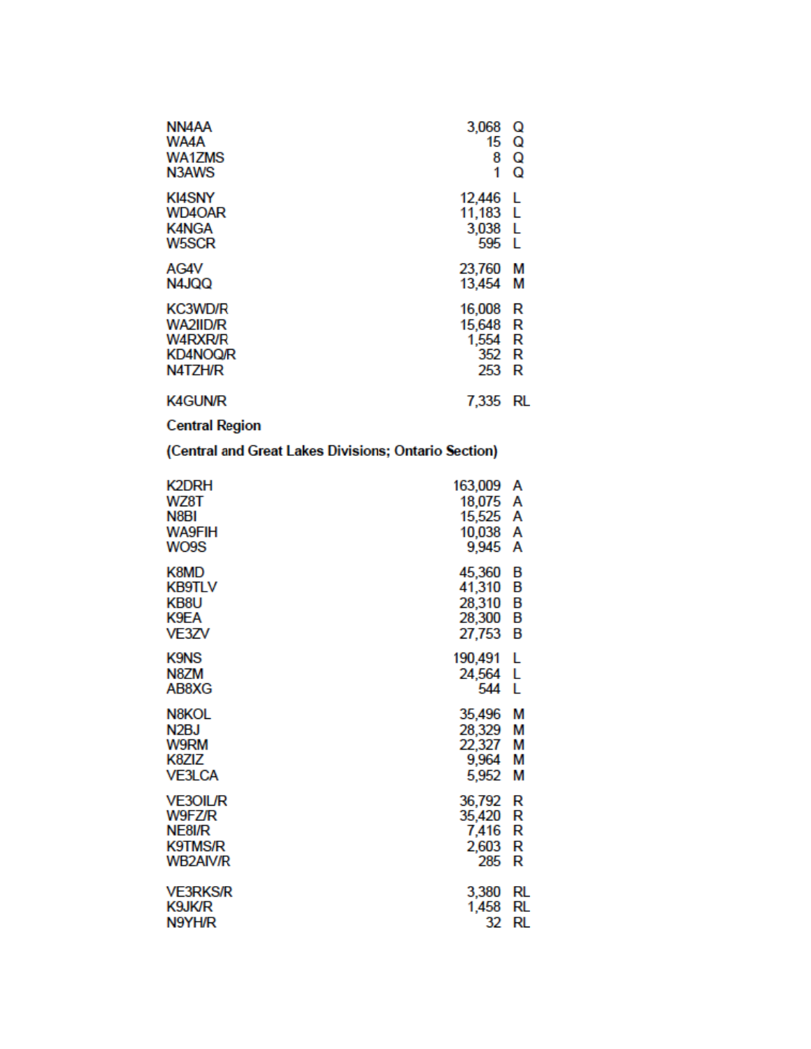| | | |
|---|---|---|
| NN4AA | 3,068 | Q |
| WA4A | 15 | Q |
| WA1ZMS | 8 | Q |
| N3AWS | 1 | Q |
| KI4SNY | 12,446 | L |
| WD4OAR | 11,183 | L |
| K4NGA | 3,038 | L |
| W5SCR | 595 | L |
| AG4V | 23,760 | M |
| N4JQQ | 13,454 | M |
| KC3WD/R | 16,008 | R |
| WA2IID/R | 15,648 | R |
| W4RXR/R | 1,554 | R |
| KD4NOQ/R | 352 | R |
| N4TZH/R | 253 | R |
| K4GUN/R | 7,335 | RL |

**Central Region**

**(Central and Great Lakes Divisions; Ontario Section)**

| | | |
|---|---|---|
| K2DRH | 163,009 | A |
| WZ8T | 18,075 | A |
| N8BI | 15,525 | A |
| WA9FIH | 10,038 | A |
| WO9S | 9,945 | A |
| K8MD | 45,360 | B |
| KB9TLV | 41,310 | B |
| KB8U | 28,310 | B |
| K9EA | 28,300 | B |
| VE3ZV | 27,753 | B |
| K9NS | 190,491 | L |
| N8ZM | 24,564 | L |
| AB8XG | 544 | L |
| N8KOL | 35,496 | M |
| N2BJ | 28,329 | M |
| W9RM | 22,327 | M |
| K8ZIZ | 9,964 | M |
| VE3LCA | 5,952 | M |
| VE3OIL/R | 36,792 | R |
| W9FZ/R | 35,420 | R |
| NE8I/R | 7,416 | R |
| K9TMS/R | 2,603 | R |
| WB2AIV/R | 285 | R |
| VE3RKS/R | 3,380 | RL |
| K9JK/R | 1,458 | RL |
| N9YH/R | 32 | RL |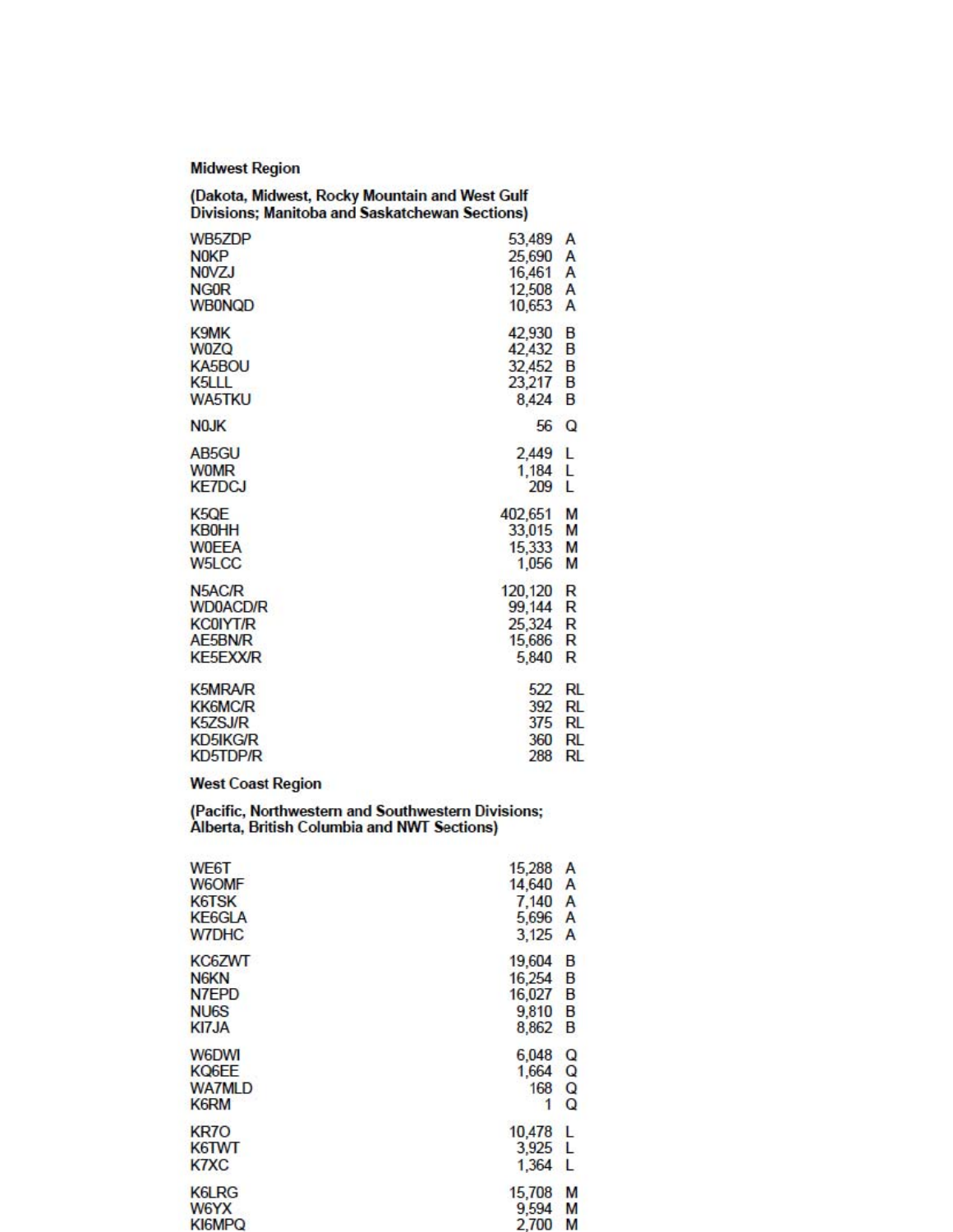**Midwest Region**

**(Dakota, Midwest, Rocky Mountain and West Gulf Divisions; Manitoba and Saskatchewan Sections)**

| | | |
|---|---|---|
| WB5ZDP | 53,489 | A |
| N0KP | 25,690 | A |
| N0VZJ | 16,461 | A |
| NG0R | 12,508 | A |
| WB0NQD | 10,653 | A |
| K9MK | 42,930 | B |
| W0ZQ | 42,432 | B |
| KA5BOU | 32,452 | B |
| K5LLL | 23,217 | B |
| WA5TKU | 8,424 | B |
| N0JK | 56 | Q |
| AB5GU | 2,449 | L |
| W0MR | 1,184 | L |
| KE7DCJ | 209 | L |
| K5QE | 402,651 | M |
| KB0HH | 33,015 | M |
| W0EEA | 15,333 | M |
| W5LCC | 1,056 | M |
| N5AC/R | 120,120 | R |
| WD0ACD/R | 99,144 | R |
| KC0IYT/R | 25,324 | R |
| AE5BN/R | 15,686 | R |
| KE5EXX/R | 5,840 | R |
| K5MRA/R | 522 | RL |
| KK6MC/R | 392 | RL |
| K5ZSJ/R | 375 | RL |
| KD5IKG/R | 360 | RL |
| KD5TDP/R | 288 | RL |

**West Coast Region**

**(Pacific, Northwestern and Southwestern Divisions; Alberta, British Columbia and NWT Sections)**

| | | |
|---|---|---|
| WE6T | 15,288 | A |
| W6OMF | 14,640 | A |
| K6TSK | 7,140 | A |
| KE6GLA | 5,696 | A |
| W7DHC | 3,125 | A |
| KC6ZWT | 19,604 | B |
| N6KN | 16,254 | B |
| N7EPD | 16,027 | B |
| NU6S | 9,810 | B |
| KI7JA | 8,862 | B |
| W6DWI | 6,048 | Q |
| KQ6EE | 1,664 | Q |
| WA7MLD | 168 | Q |
| K6RM | 1 | Q |
| KR7O | 10,478 | L |
| K6TWT | 3,925 | L |
| K7XC | 1,364 | L |
| K6LRG | 15,708 | M |
| W6YX | 9,594 | M |
| KI6MPQ | 2,700 | M |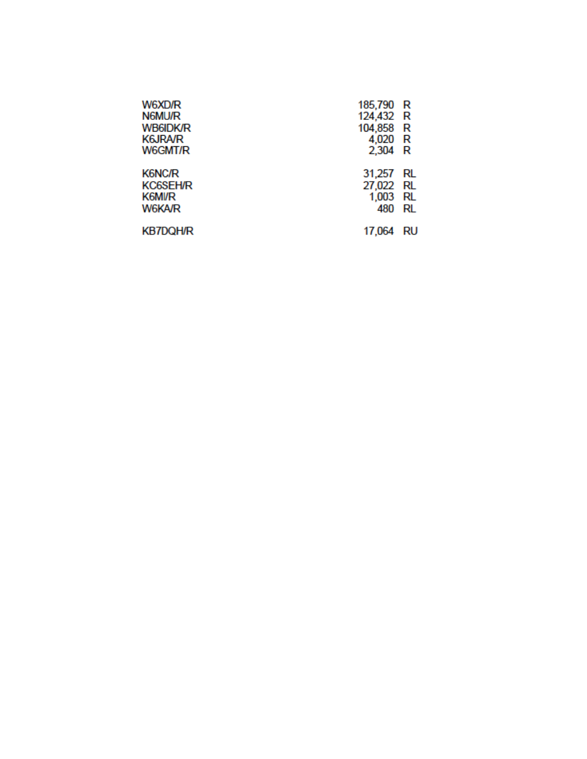| | | |
|---|---|---|
| W6XD/R | 185,790 | R |
| N6MU/R | 124,432 | R |
| WB6IDK/R | 104,858 | R |
| K6JRA/R | 4,020 | R |
| W6GMT/R | 2,304 | R |
| | | |
| K6NC/R | 31,257 | RL |
| KC6SEH/R | 27,022 | RL |
| K6MI/R | 1,003 | RL |
| W6KA/R | 480 | RL |
| | | |
| KB7DQH/R | 17,064 | RU |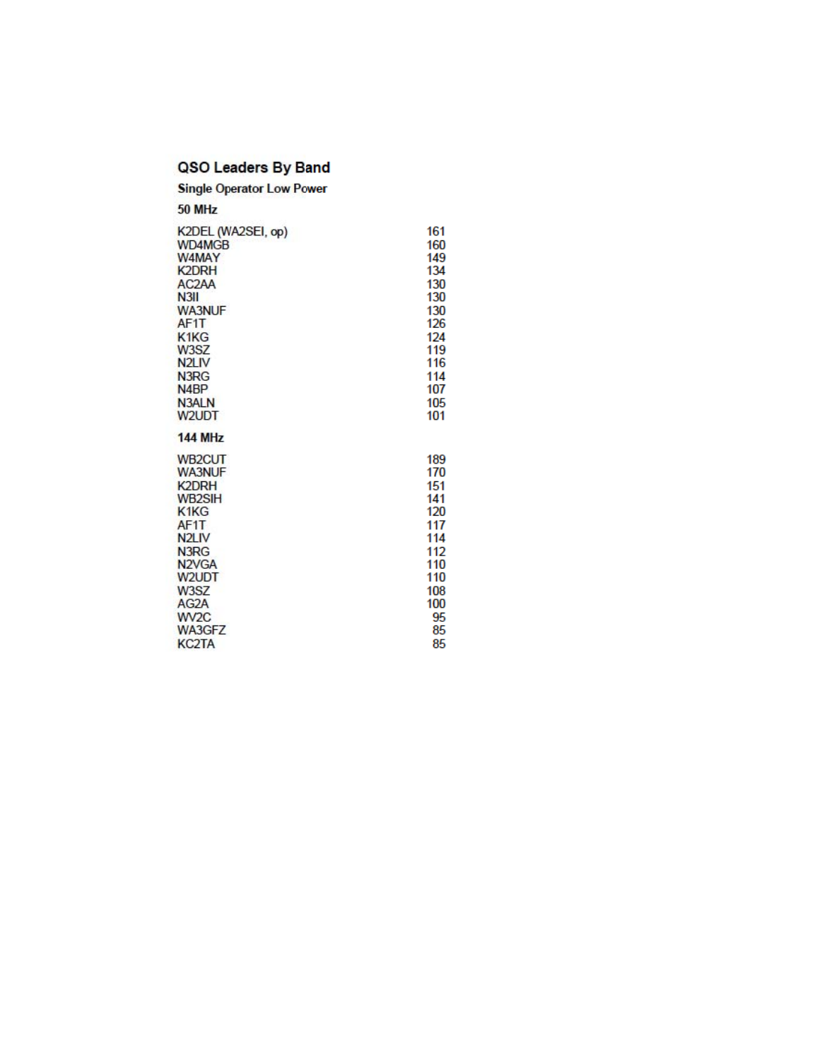## QSO Leaders By Band

### Single Operator Low Power

#### 50 MHz

| | |
|---|---|
| K2DEL (WA2SEI, op) | 161 |
| WD4MGB | 160 |
| W4MAY | 149 |
| K2DRH | 134 |
| AC2AA | 130 |
| N3II | 130 |
| WA3NUF | 130 |
| AF1T | 126 |
| K1KG | 124 |
| W3SZ | 119 |
| N2LIV | 116 |
| N3RG | 114 |
| N4BP | 107 |
| N3ALN | 105 |
| W2UDT | 101 |

#### 144 MHz

| | |
|---|---|
| WB2CUT | 189 |
| WA3NUF | 170 |
| K2DRH | 151 |
| WB2SIH | 141 |
| K1KG | 120 |
| AF1T | 117 |
| N2LIV | 114 |
| N3RG | 112 |
| N2VGA | 110 |
| W2UDT | 110 |
| W3SZ | 108 |
| AG2A | 100 |
| WV2C | 95 |
| WA3GFZ | 85 |
| KC2TA | 85 |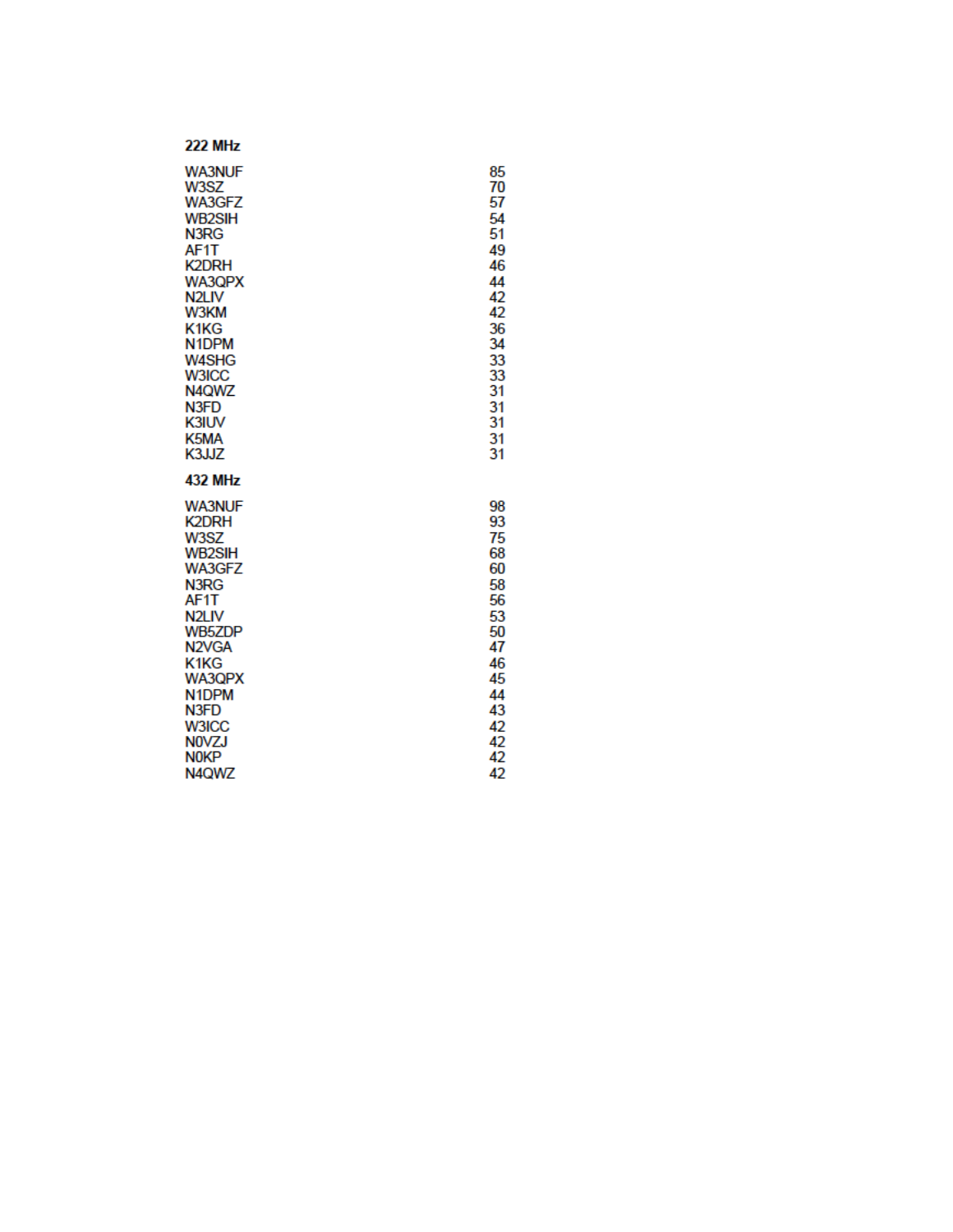### 222 MHz

| | |
|---|---|
| WA3NUF | 85 |
| W3SZ | 70 |
| WA3GFZ | 57 |
| WB2SIH | 54 |
| N3RG | 51 |
| AF1T | 49 |
| K2DRH | 46 |
| WA3QPX | 44 |
| N2LIV | 42 |
| W3KM | 42 |
| K1KG | 36 |
| N1DPM | 34 |
| W4SHG | 33 |
| W3ICC | 33 |
| N4QWZ | 31 |
| N3FD | 31 |
| K3IUV | 31 |
| K5MA | 31 |
| K3JJZ | 31 |

### 432 MHz

| | |
|---|---|
| WA3NUF | 98 |
| K2DRH | 93 |
| W3SZ | 75 |
| WB2SIH | 68 |
| WA3GFZ | 60 |
| N3RG | 58 |
| AF1T | 56 |
| N2LIV | 53 |
| WB5ZDP | 50 |
| N2VGA | 47 |
| K1KG | 46 |
| WA3QPX | 45 |
| N1DPM | 44 |
| N3FD | 43 |
| W3ICC | 42 |
| N0VZJ | 42 |
| N0KP | 42 |
| N4QWZ | 42 |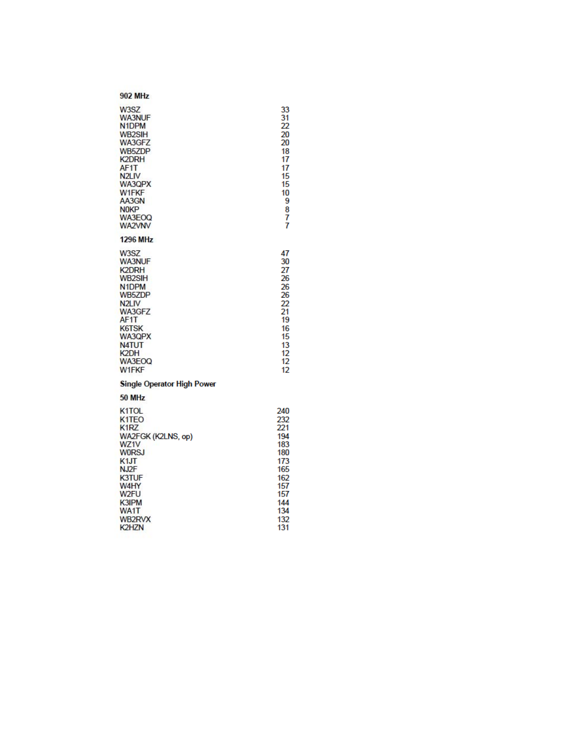### 902 MHz

| | |
|---|---|
| W3SZ | 33 |
| WA3NUF | 31 |
| N1DPM | 22 |
| WB2SIH | 20 |
| WA3GFZ | 20 |
| WB5ZDP | 18 |
| K2DRH | 17 |
| AF1T | 17 |
| N2LIV | 15 |
| WA3QPX | 15 |
| W1FKF | 10 |
| AA3GN | 9 |
| N0KP | 8 |
| WA3EOQ | 7 |
| WA2VNV | 7 |

### 1296 MHz

| | |
|---|---|
| W3SZ | 47 |
| WA3NUF | 30 |
| K2DRH | 27 |
| WB2SIH | 26 |
| N1DPM | 26 |
| WB5ZDP | 26 |
| N2LIV | 22 |
| WA3GFZ | 21 |
| AF1T | 19 |
| K6TSK | 16 |
| WA3QPX | 15 |
| N4TUT | 13 |
| K2DH | 12 |
| WA3EOQ | 12 |
| W1FKF | 12 |

## Single Operator High Power

### 50 MHz

| | |
|---|---|
| K1TOL | 240 |
| K1TEO | 232 |
| K1RZ | 221 |
| WA2FGK (K2LNS, op) | 194 |
| WZ1V | 183 |
| W0RSJ | 180 |
| K1JT | 173 |
| NJ2F | 165 |
| K3TUF | 162 |
| W4HY | 157 |
| W2FU | 157 |
| K3IPM | 144 |
| WA1T | 134 |
| WB2RVX | 132 |
| K2HZN | 131 |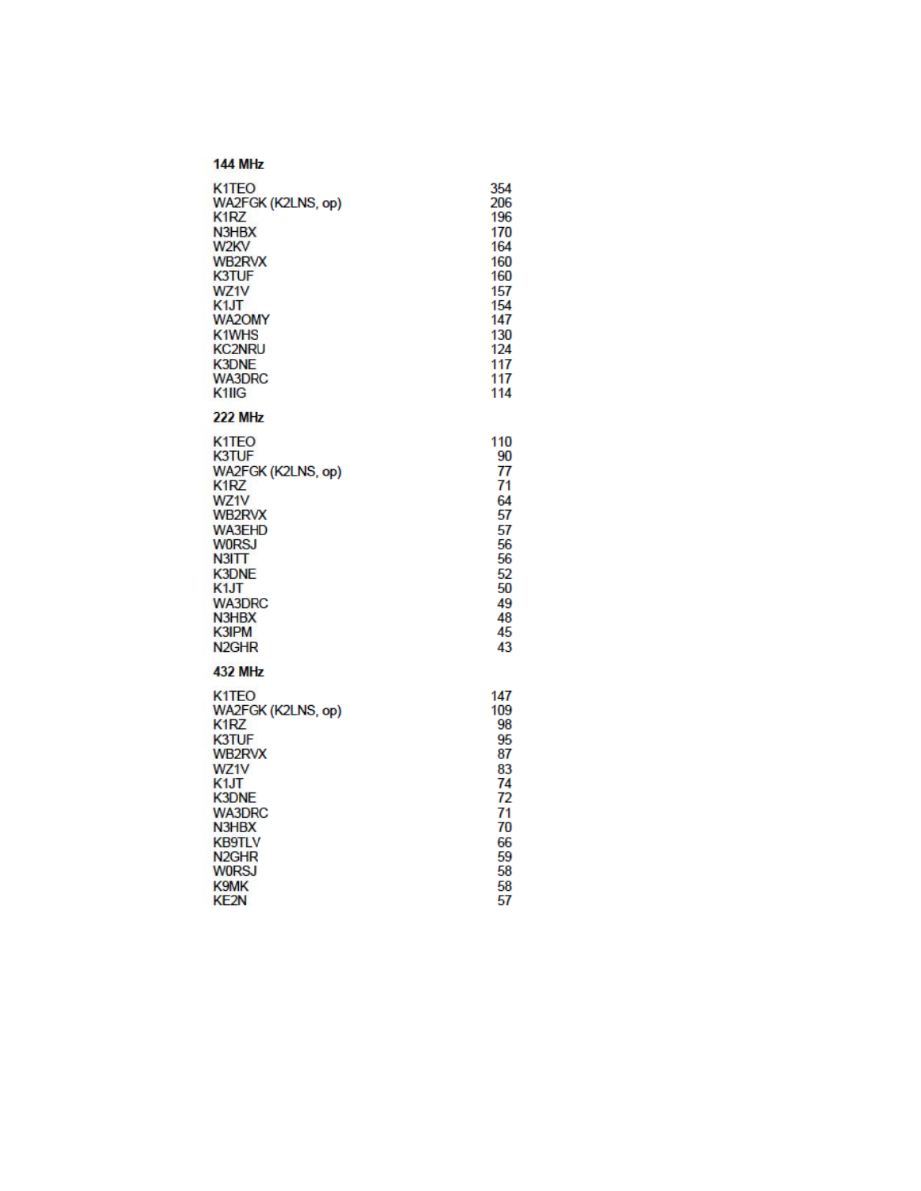**144 MHz**

| | |
|---|---|
| K1TEO | 354 |
| WA2FGK (K2LNS, op) | 206 |
| K1RZ | 196 |
| N3HBX | 170 |
| W2KV | 164 |
| WB2RVX | 160 |
| K3TUF | 160 |
| WZ1V | 157 |
| K1JT | 154 |
| WA2OMY | 147 |
| K1WHS | 130 |
| KC2NRU | 124 |
| K3DNE | 117 |
| WA3DRC | 117 |
| K1IIG | 114 |

**222 MHz**

| | |
|---|---|
| K1TEO | 110 |
| K3TUF | 90 |
| WA2FGK (K2LNS, op) | 77 |
| K1RZ | 71 |
| WZ1V | 64 |
| WB2RVX | 57 |
| WA3EHD | 57 |
| W0RSJ | 56 |
| N3ITT | 56 |
| K3DNE | 52 |
| K1JT | 50 |
| WA3DRC | 49 |
| N3HBX | 48 |
| K3IPM | 45 |
| N2GHR | 43 |

**432 MHz**

| | |
|---|---|
| K1TEO | 147 |
| WA2FGK (K2LNS, op) | 109 |
| K1RZ | 98 |
| K3TUF | 95 |
| WB2RVX | 87 |
| WZ1V | 83 |
| K1JT | 74 |
| K3DNE | 72 |
| WA3DRC | 71 |
| N3HBX | 70 |
| KB9TLV | 66 |
| N2GHR | 59 |
| W0RSJ | 58 |
| K9MK | 58 |
| KE2N | 57 |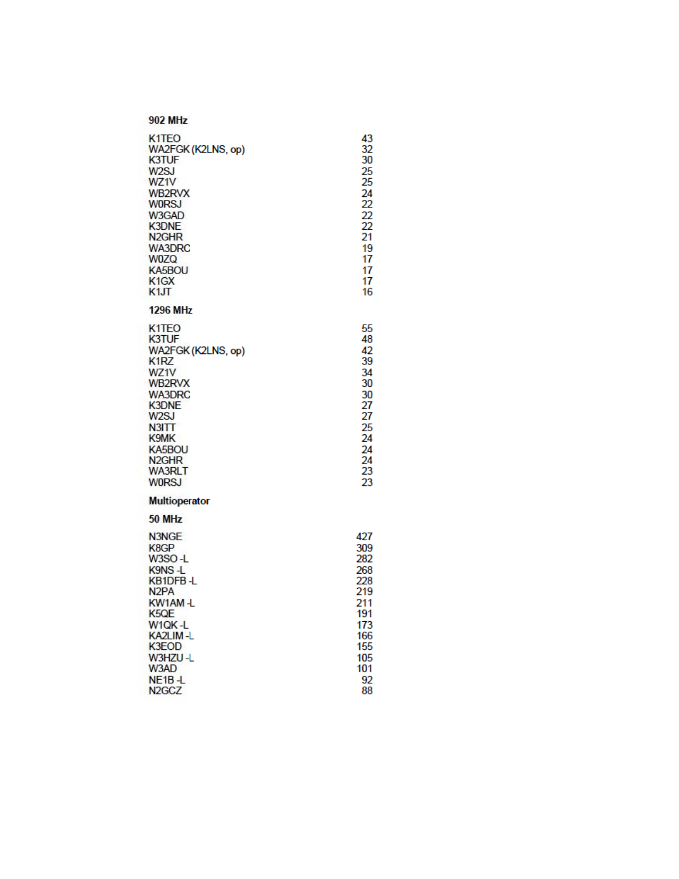**902 MHz**

| | |
|---|---|
| K1TEO | 43 |
| WA2FGK (K2LNS, op) | 32 |
| K3TUF | 30 |
| W2SJ | 25 |
| WZ1V | 25 |
| WB2RVX | 24 |
| W0RSJ | 22 |
| W3GAD | 22 |
| K3DNE | 22 |
| N2GHR | 21 |
| WA3DRC | 19 |
| W0ZQ | 17 |
| KA5BOU | 17 |
| K1GX | 17 |
| K1JT | 16 |

**1296 MHz**

| | |
|---|---|
| K1TEO | 55 |
| K3TUF | 48 |
| WA2FGK (K2LNS, op) | 42 |
| K1RZ | 39 |
| WZ1V | 34 |
| WB2RVX | 30 |
| WA3DRC | 30 |
| K3DNE | 27 |
| W2SJ | 27 |
| N3ITT | 25 |
| K9MK | 24 |
| KA5BOU | 24 |
| N2GHR | 24 |
| WA3RLT | 23 |
| W0RSJ | 23 |

**Multioperator**

**50 MHz**

| | |
|---|---|
| N3NGE | 427 |
| K8GP | 309 |
| W3SO -L | 282 |
| K9NS -L | 268 |
| KB1DFB -L | 228 |
| N2PA | 219 |
| KW1AM -L | 211 |
| K5QE | 191 |
| W1QK -L | 173 |
| KA2LIM -L | 166 |
| K3EOD | 155 |
| W3HZU -L | 105 |
| W3AD | 101 |
| NE1B -L | 92 |
| N2GCZ | 88 |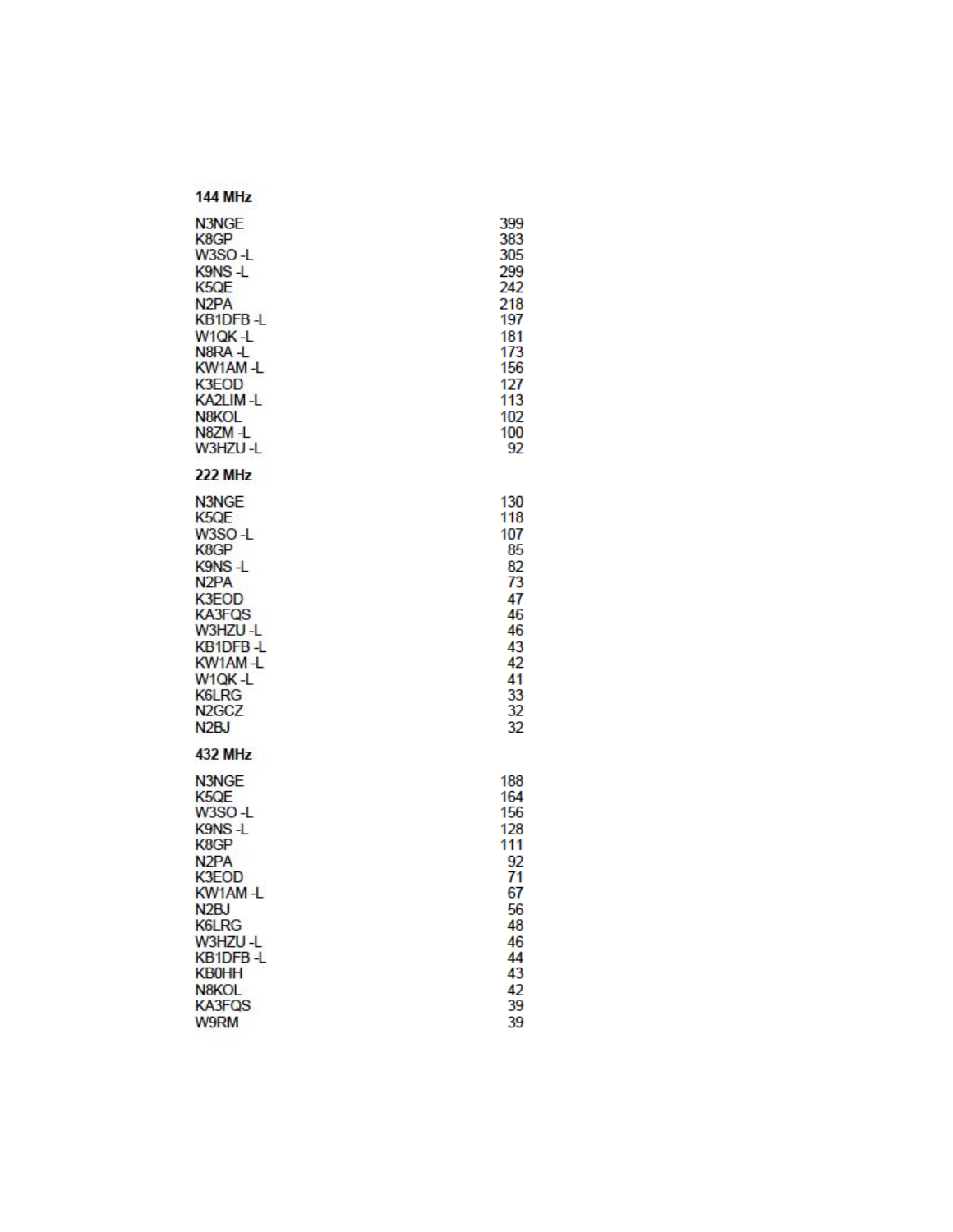### 144 MHz

| | |
|---|---|
| N3NGE | 399 |
| K8GP | 383 |
| W3SO -L | 305 |
| K9NS -L | 299 |
| K5QE | 242 |
| N2PA | 218 |
| KB1DFB -L | 197 |
| W1QK -L | 181 |
| N8RA -L | 173 |
| KW1AM -L | 156 |
| K3EOD | 127 |
| KA2LIM -L | 113 |
| N8KOL | 102 |
| N8ZM -L | 100 |
| W3HZU -L | 92 |

### 222 MHz

| | |
|---|---|
| N3NGE | 130 |
| K5QE | 118 |
| W3SO -L | 107 |
| K8GP | 85 |
| K9NS -L | 82 |
| N2PA | 73 |
| K3EOD | 47 |
| KA3FQS | 46 |
| W3HZU -L | 46 |
| KB1DFB -L | 43 |
| KW1AM -L | 42 |
| W1QK -L | 41 |
| K6LRG | 33 |
| N2GCZ | 32 |
| N2BJ | 32 |

### 432 MHz

| | |
|---|---|
| N3NGE | 188 |
| K5QE | 164 |
| W3SO -L | 156 |
| K9NS -L | 128 |
| K8GP | 111 |
| N2PA | 92 |
| K3EOD | 71 |
| KW1AM -L | 67 |
| N2BJ | 56 |
| K6LRG | 48 |
| W3HZU -L | 46 |
| KB1DFB -L | 44 |
| KB0HH | 43 |
| N8KOL | 42 |
| KA3FQS | 39 |
| W9RM | 39 |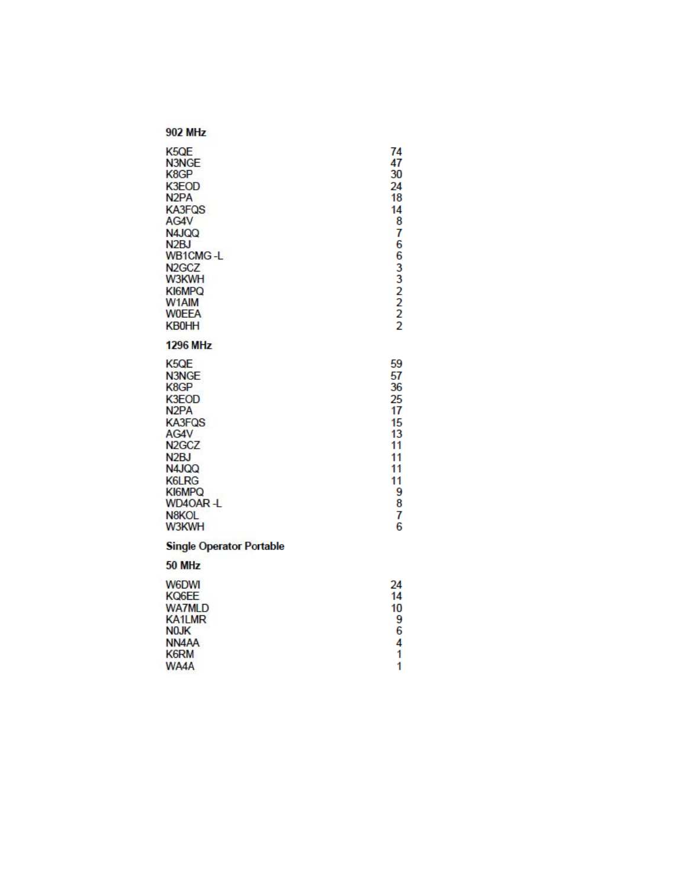**902 MHz**

| | |
|---|---|
| K5QE | 74 |
| N3NGE | 47 |
| K8GP | 30 |
| K3EOD | 24 |
| N2PA | 18 |
| KA3FQS | 14 |
| AG4V | 8 |
| N4JQQ | 7 |
| N2BJ | 6 |
| WB1CMG -L | 6 |
| N2GCZ | 3 |
| W3KWH | 3 |
| KI6MPQ | 2 |
| W1AIM | 2 |
| W0EEA | 2 |
| KB0HH | 2 |

**1296 MHz**

| | |
|---|---|
| K5QE | 59 |
| N3NGE | 57 |
| K8GP | 36 |
| K3EOD | 25 |
| N2PA | 17 |
| KA3FQS | 15 |
| AG4V | 13 |
| N2GCZ | 11 |
| N2BJ | 11 |
| N4JQQ | 11 |
| K6LRG | 11 |
| KI6MPQ | 9 |
| WD4OAR -L | 8 |
| N8KOL | 7 |
| W3KWH | 6 |

**Single Operator Portable**

**50 MHz**

| | |
|---|---|
| W6DWI | 24 |
| KQ6EE | 14 |
| WA7MLD | 10 |
| KA1LMR | 9 |
| N0JK | 6 |
| NN4AA | 4 |
| K6RM | 1 |
| WA4A | 1 |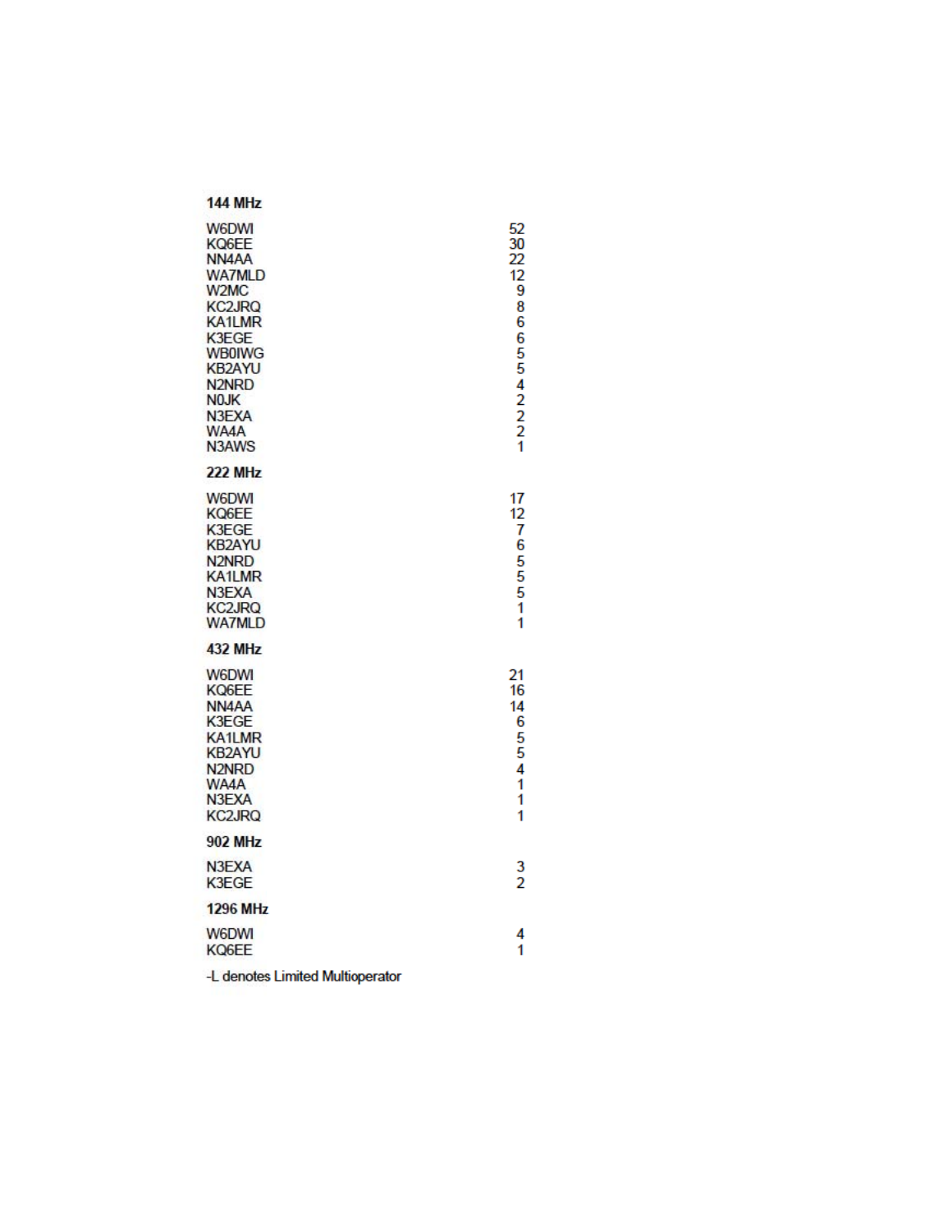**144 MHz**

| | |
|---|---|
| W6DWI | 52 |
| KQ6EE | 30 |
| NN4AA | 22 |
| WA7MLD | 12 |
| W2MC | 9 |
| KC2JRQ | 8 |
| KA1LMR | 6 |
| K3EGE | 6 |
| WB0IWG | 5 |
| KB2AYU | 5 |
| N2NRD | 4 |
| N0JK | 2 |
| N3EXA | 2 |
| WA4A | 2 |
| N3AWS | 1 |

**222 MHz**

| | |
|---|---|
| W6DWI | 17 |
| KQ6EE | 12 |
| K3EGE | 7 |
| KB2AYU | 6 |
| N2NRD | 5 |
| KA1LMR | 5 |
| N3EXA | 5 |
| KC2JRQ | 1 |
| WA7MLD | 1 |

**432 MHz**

| | |
|---|---|
| W6DWI | 21 |
| KQ6EE | 16 |
| NN4AA | 14 |
| K3EGE | 6 |
| KA1LMR | 5 |
| KB2AYU | 5 |
| N2NRD | 4 |
| WA4A | 1 |
| N3EXA | 1 |
| KC2JRQ | 1 |

**902 MHz**

| | |
|---|---|
| N3EXA | 3 |
| K3EGE | 2 |

**1296 MHz**

| | |
|---|---|
| W6DWI | 4 |
| KQ6EE | 1 |

-L denotes Limited Multioperator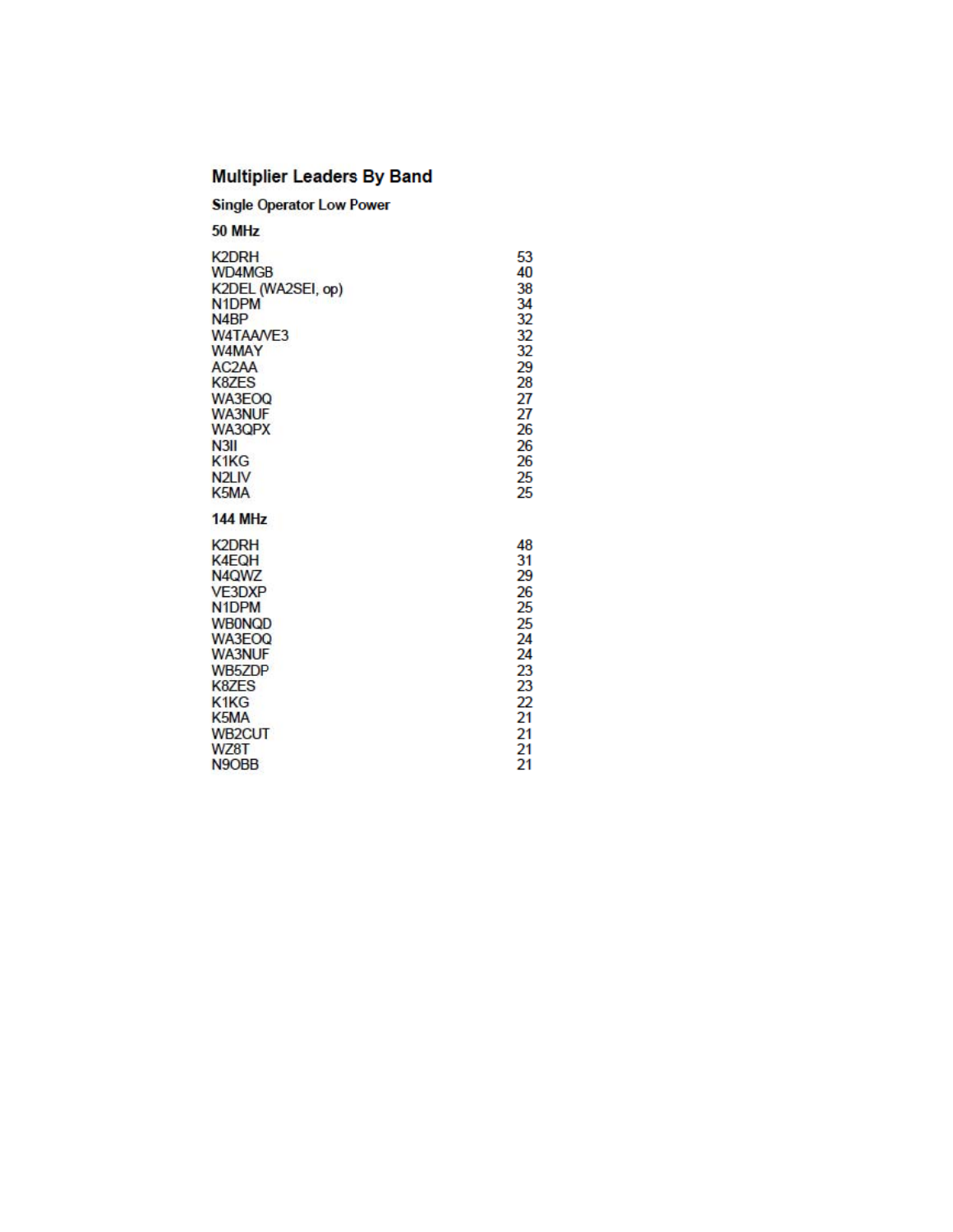## Multiplier Leaders By Band

### Single Operator Low Power

#### 50 MHz

| | |
|---|---|
| K2DRH | 53 |
| WD4MGB | 40 |
| K2DEL (WA2SEI, op) | 38 |
| N1DPM | 34 |
| N4BP | 32 |
| W4TAA/VE3 | 32 |
| W4MAY | 32 |
| AC2AA | 29 |
| K8ZES | 28 |
| WA3EOQ | 27 |
| WA3NUF | 27 |
| WA3QPX | 26 |
| N3II | 26 |
| K1KG | 26 |
| N2LIV | 25 |
| K5MA | 25 |

#### 144 MHz

| | |
|---|---|
| K2DRH | 48 |
| K4EQH | 31 |
| N4QWZ | 29 |
| VE3DXP | 26 |
| N1DPM | 25 |
| WB0NQD | 25 |
| WA3EOQ | 24 |
| WA3NUF | 24 |
| WB5ZDP | 23 |
| K8ZES | 23 |
| K1KG | 22 |
| K5MA | 21 |
| WB2CUT | 21 |
| WZ8T | 21 |
| N9OBB | 21 |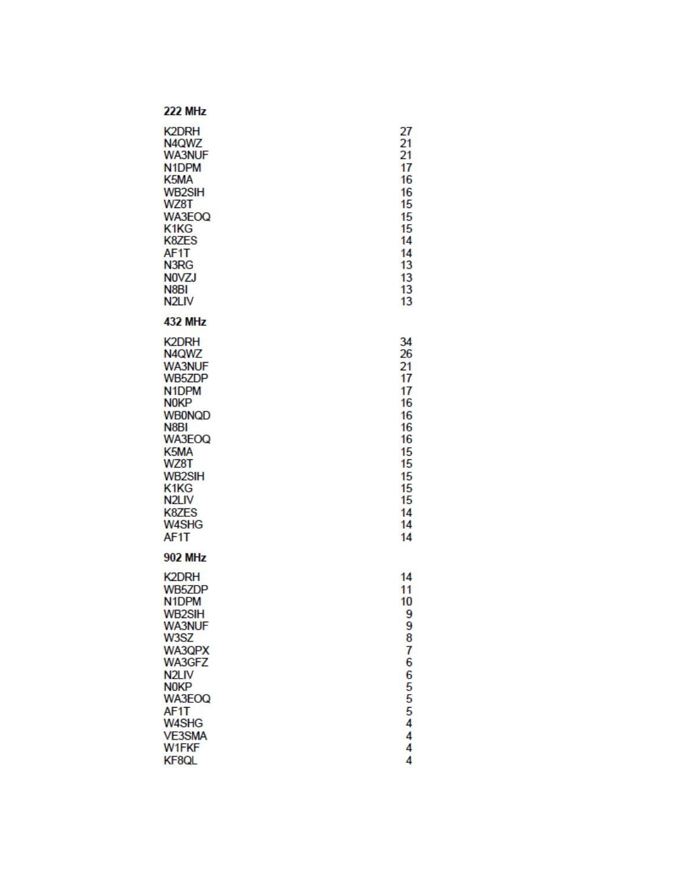### 222 MHz

| | |
|---|---|
| K2DRH | 27 |
| N4QWZ | 21 |
| WA3NUF | 21 |
| N1DPM | 17 |
| K5MA | 16 |
| WB2SIH | 16 |
| WZ8T | 15 |
| WA3EOQ | 15 |
| K1KG | 15 |
| K8ZES | 14 |
| AF1T | 14 |
| N3RG | 13 |
| N0VZJ | 13 |
| N8BI | 13 |
| N2LIV | 13 |

### 432 MHz

| | |
|---|---|
| K2DRH | 34 |
| N4QWZ | 26 |
| WA3NUF | 21 |
| WB5ZDP | 17 |
| N1DPM | 17 |
| N0KP | 16 |
| WB0NQD | 16 |
| N8BI | 16 |
| WA3EOQ | 16 |
| K5MA | 15 |
| WZ8T | 15 |
| WB2SIH | 15 |
| K1KG | 15 |
| N2LIV | 15 |
| K8ZES | 14 |
| W4SHG | 14 |
| AF1T | 14 |

### 902 MHz

| | |
|---|---|
| K2DRH | 14 |
| WB5ZDP | 11 |
| N1DPM | 10 |
| WB2SIH | 9 |
| WA3NUF | 9 |
| W3SZ | 8 |
| WA3QPX | 7 |
| WA3GFZ | 6 |
| N2LIV | 6 |
| N0KP | 5 |
| WA3EOQ | 5 |
| AF1T | 5 |
| W4SHG | 4 |
| VE3SMA | 4 |
| W1FKF | 4 |
| KF8QL | 4 |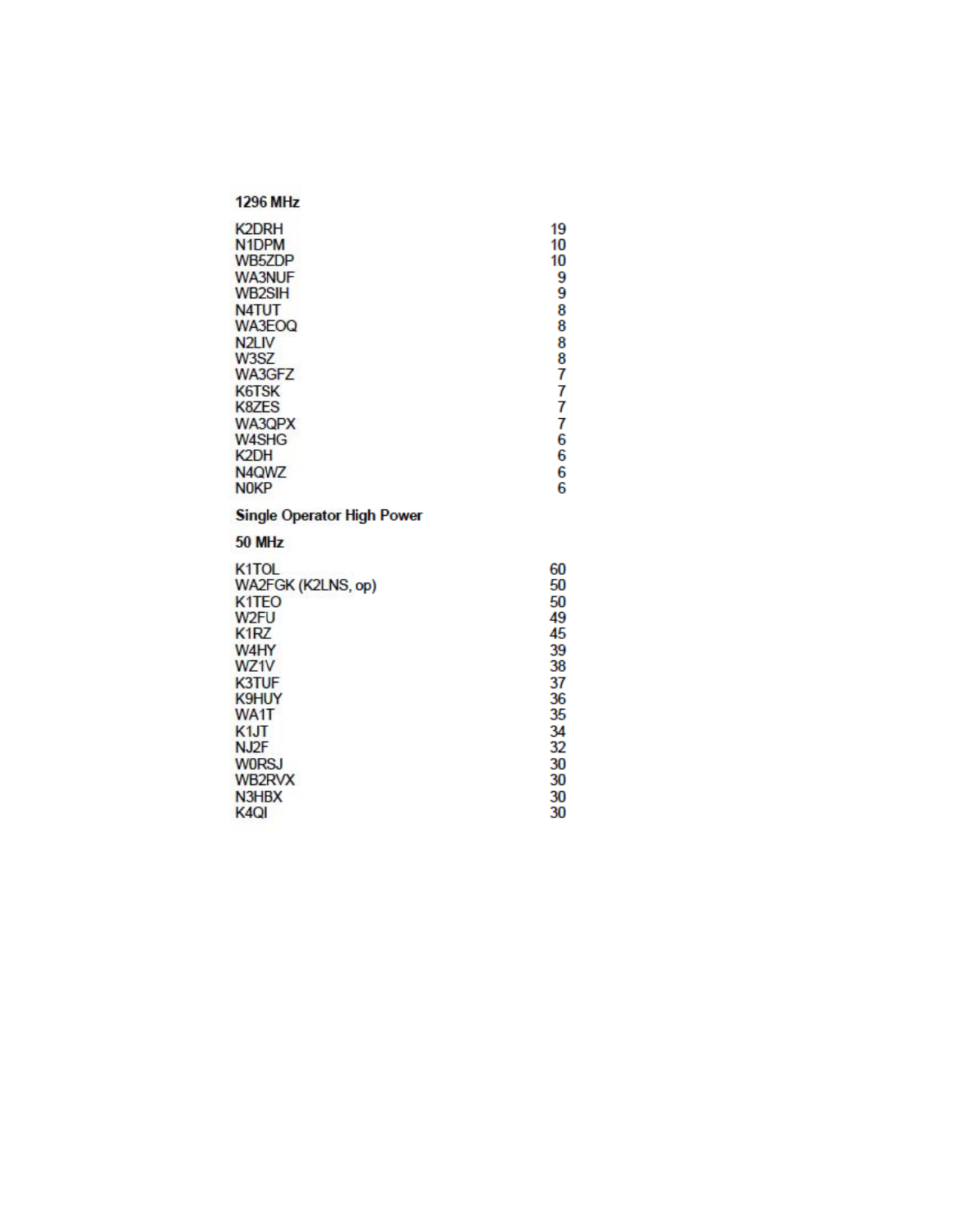**1296 MHz**

| | |
|---|---|
| K2DRH | 19 |
| N1DPM | 10 |
| WB5ZDP | 10 |
| WA3NUF | 9 |
| WB2SIH | 9 |
| N4TUT | 8 |
| WA3EOQ | 8 |
| N2LIV | 8 |
| W3SZ | 8 |
| WA3GFZ | 7 |
| K6TSK | 7 |
| K8ZES | 7 |
| WA3QPX | 7 |
| W4SHG | 6 |
| K2DH | 6 |
| N4QWZ | 6 |
| N0KP | 6 |

**Single Operator High Power**

**50 MHz**

| | |
|---|---|
| K1TOL | 60 |
| WA2FGK (K2LNS, op) | 50 |
| K1TEO | 50 |
| W2FU | 49 |
| K1RZ | 45 |
| W4HY | 39 |
| WZ1V | 38 |
| K3TUF | 37 |
| K9HUY | 36 |
| WA1T | 35 |
| K1JT | 34 |
| NJ2F | 32 |
| W0RSJ | 30 |
| WB2RVX | 30 |
| N3HBX | 30 |
| K4QI | 30 |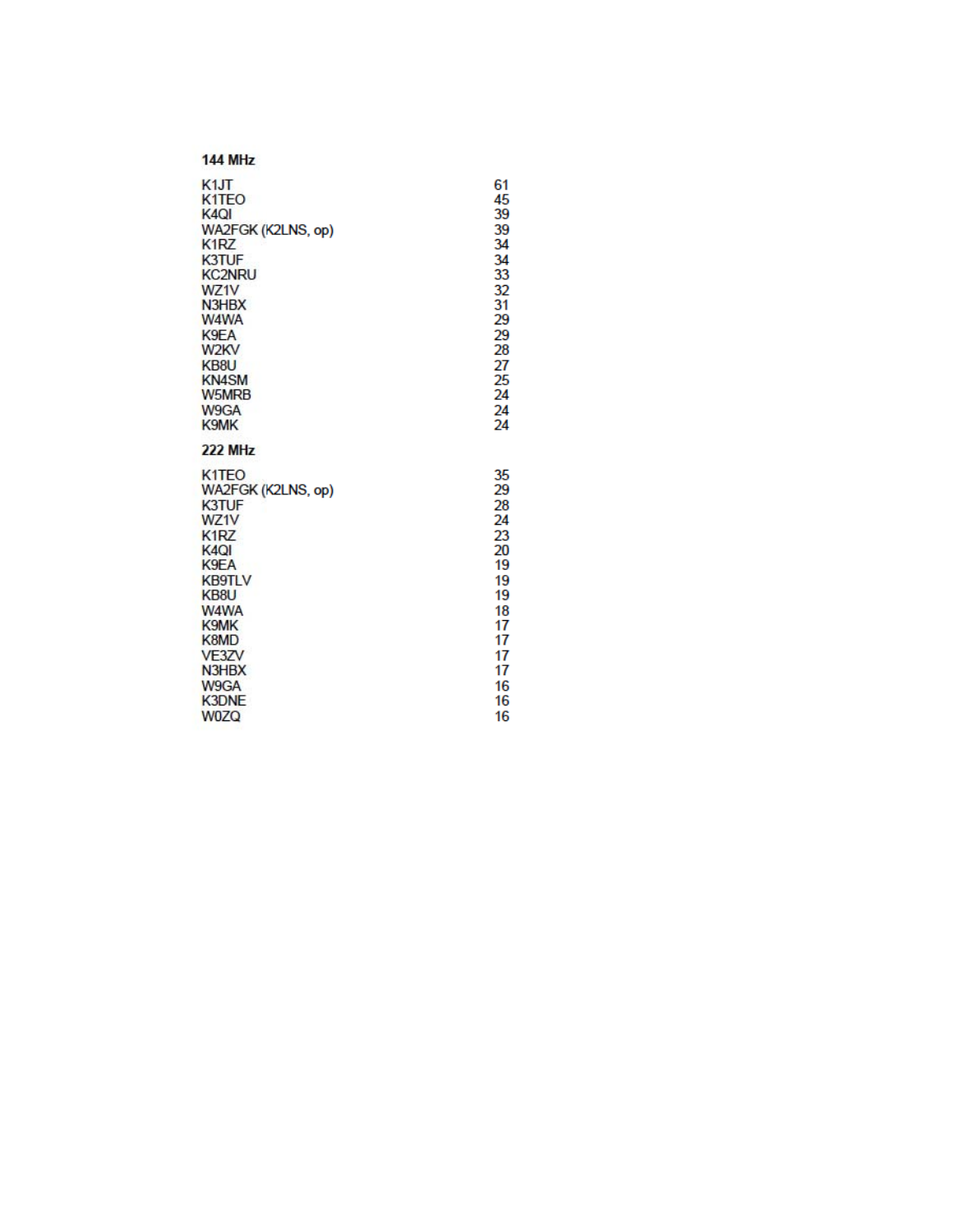### 144 MHz

| | |
|---|---|
| K1JT | 61 |
| K1TEO | 45 |
| K4QI | 39 |
| WA2FGK (K2LNS, op) | 39 |
| K1RZ | 34 |
| K3TUF | 34 |
| KC2NRU | 33 |
| WZ1V | 32 |
| N3HBX | 31 |
| W4WA | 29 |
| K9EA | 29 |
| W2KV | 28 |
| KB8U | 27 |
| KN4SM | 25 |
| W5MRB | 24 |
| W9GA | 24 |
| K9MK | 24 |

### 222 MHz

| | |
|---|---|
| K1TEO | 35 |
| WA2FGK (K2LNS, op) | 29 |
| K3TUF | 28 |
| WZ1V | 24 |
| K1RZ | 23 |
| K4QI | 20 |
| K9EA | 19 |
| KB9TLV | 19 |
| KB8U | 19 |
| W4WA | 18 |
| K9MK | 17 |
| K8MD | 17 |
| VE3ZV | 17 |
| N3HBX | 17 |
| W9GA | 16 |
| K3DNE | 16 |
| W0ZQ | 16 |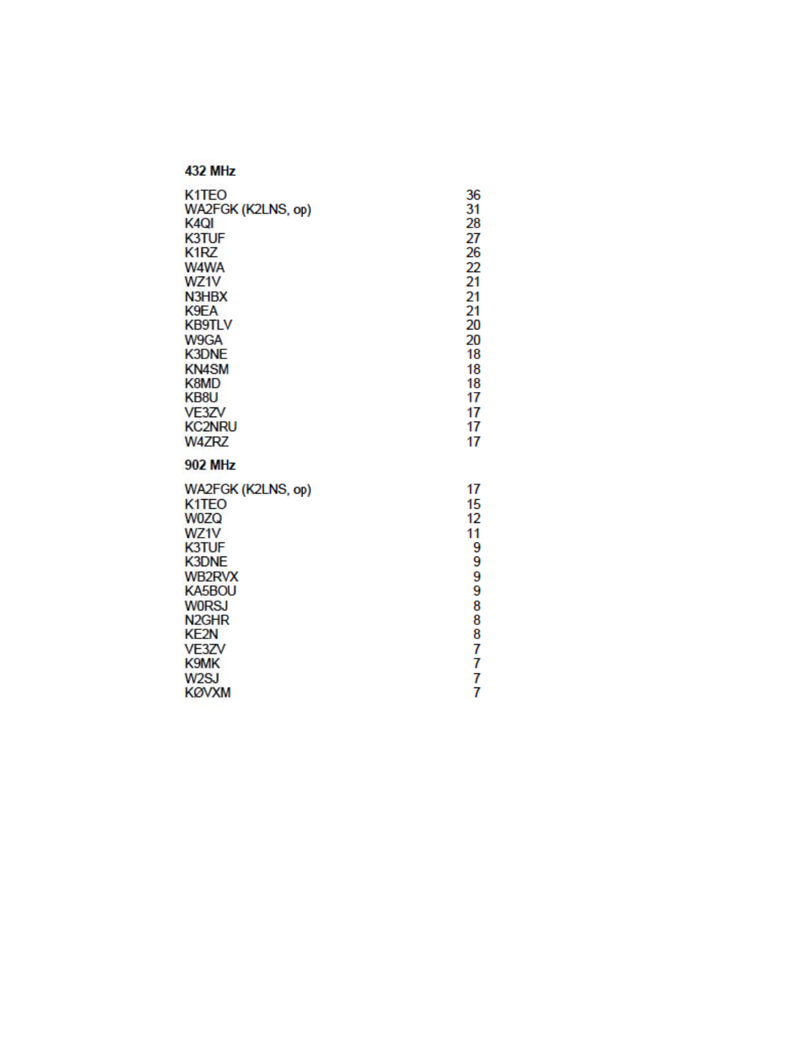**432 MHz**

| | |
|---|---|
| K1TEO | 36 |
| WA2FGK (K2LNS, op) | 31 |
| K4QI | 28 |
| K3TUF | 27 |
| K1RZ | 26 |
| W4WA | 22 |
| WZ1V | 21 |
| N3HBX | 21 |
| K9EA | 21 |
| KB9TLV | 20 |
| W9GA | 20 |
| K3DNE | 18 |
| KN4SM | 18 |
| K8MD | 18 |
| KB8U | 17 |
| VE3ZV | 17 |
| KC2NRU | 17 |
| W4ZRZ | 17 |

**902 MHz**

| | |
|---|---|
| WA2FGK (K2LNS, op) | 17 |
| K1TEO | 15 |
| W0ZQ | 12 |
| WZ1V | 11 |
| K3TUF | 9 |
| K3DNE | 9 |
| WB2RVX | 9 |
| KA5BOU | 9 |
| W0RSJ | 8 |
| N2GHR | 8 |
| KE2N | 8 |
| VE3ZV | 7 |
| K9MK | 7 |
| W2SJ | 7 |
| KØVXM | 7 |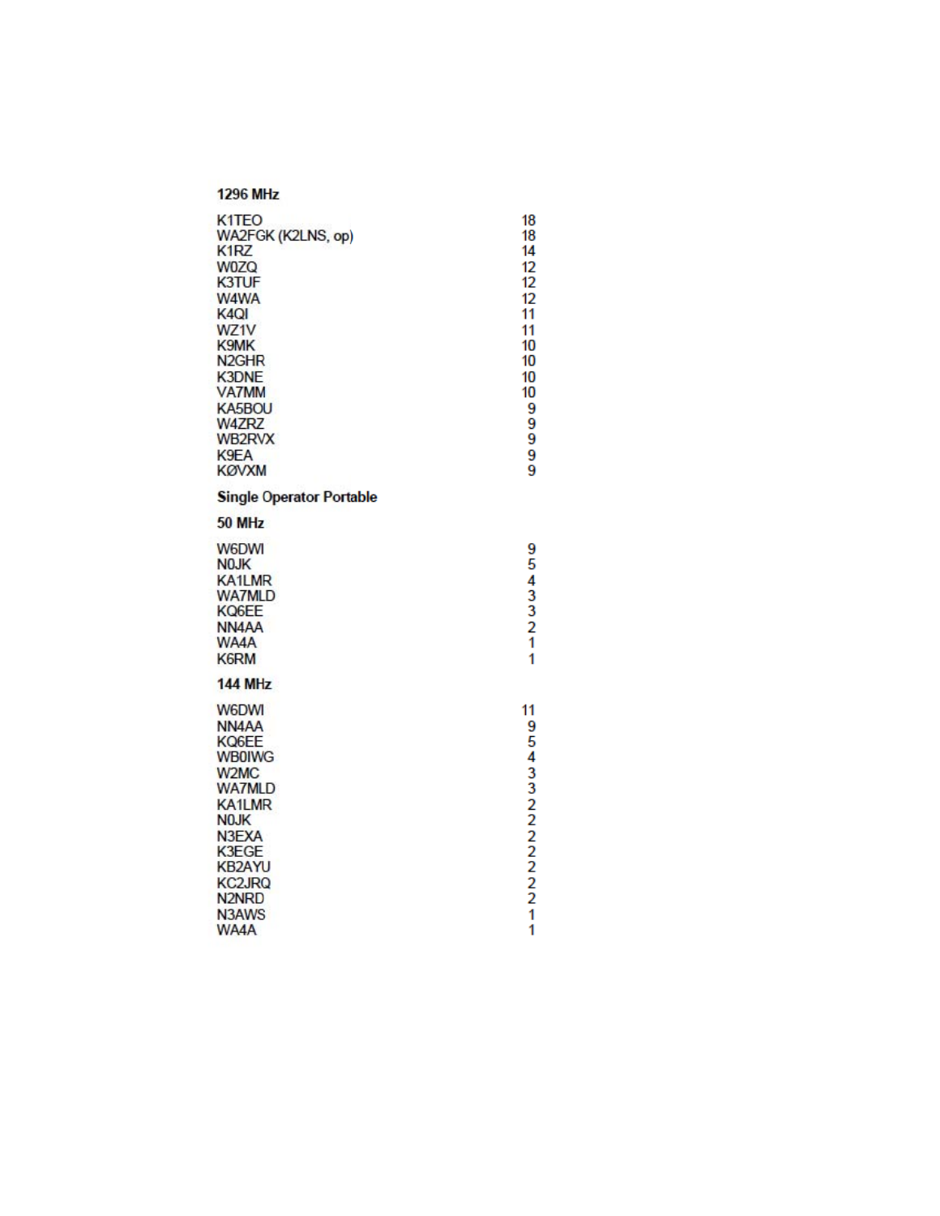### 1296 MHz

| | |
|---|---|
| K1TEO | 18 |
| WA2FGK (K2LNS, op) | 18 |
| K1RZ | 14 |
| W0ZQ | 12 |
| K3TUF | 12 |
| W4WA | 12 |
| K4QI | 11 |
| WZ1V | 11 |
| K9MK | 10 |
| N2GHR | 10 |
| K3DNE | 10 |
| VA7MM | 10 |
| KA5BOU | 9 |
| W4ZRZ | 9 |
| WB2RVX | 9 |
| K9EA | 9 |
| KØVXM | 9 |

## Single Operator Portable

### 50 MHz

| | |
|---|---|
| W6DWI | 9 |
| N0JK | 5 |
| KA1LMR | 4 |
| WA7MLD | 3 |
| KQ6EE | 3 |
| NN4AA | 2 |
| WA4A | 1 |
| K6RM | 1 |

### 144 MHz

| | |
|---|---|
| W6DWI | 11 |
| NN4AA | 9 |
| KQ6EE | 5 |
| WB0IWG | 4 |
| W2MC | 3 |
| WA7MLD | 3 |
| KA1LMR | 2 |
| N0JK | 2 |
| N3EXA | 2 |
| K3EGE | 2 |
| KB2AYU | 2 |
| KC2JRQ | 2 |
| N2NRD | 2 |
| N3AWS | 1 |
| WA4A | 1 |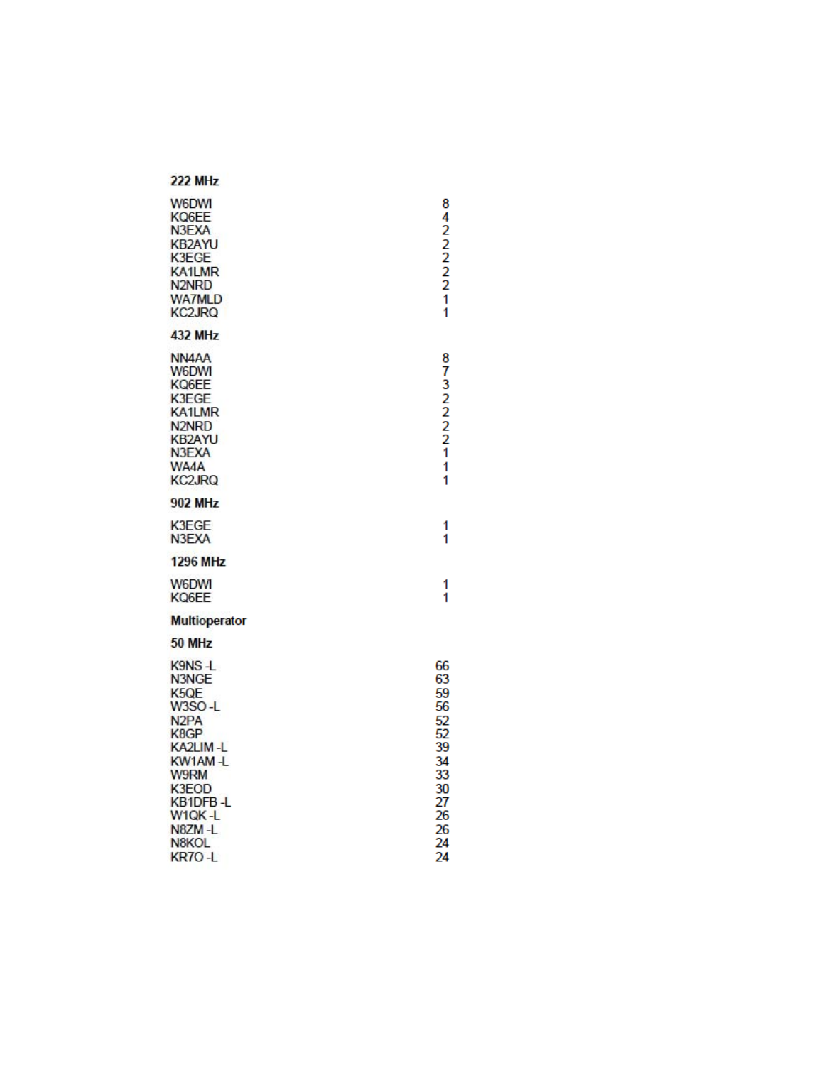**222 MHz**

| | |
|---|---|
| W6DWI | 8 |
| KQ6EE | 4 |
| N3EXA | 2 |
| KB2AYU | 2 |
| K3EGE | 2 |
| KA1LMR | 2 |
| N2NRD | 2 |
| WA7MLD | 1 |
| KC2JRQ | 1 |

**432 MHz**

| | |
|---|---|
| NN4AA | 8 |
| W6DWI | 7 |
| KQ6EE | 3 |
| K3EGE | 2 |
| KA1LMR | 2 |
| N2NRD | 2 |
| KB2AYU | 2 |
| N3EXA | 1 |
| WA4A | 1 |
| KC2JRQ | 1 |

**902 MHz**

| | |
|---|---|
| K3EGE | 1 |
| N3EXA | 1 |

**1296 MHz**

| | |
|---|---|
| W6DWI | 1 |
| KQ6EE | 1 |

**Multioperator**

**50 MHz**

| | |
|---|---|
| K9NS -L | 66 |
| N3NGE | 63 |
| K5QE | 59 |
| W3SO -L | 56 |
| N2PA | 52 |
| K8GP | 52 |
| KA2LIM -L | 39 |
| KW1AM -L | 34 |
| W9RM | 33 |
| K3EOD | 30 |
| KB1DFB -L | 27 |
| W1QK -L | 26 |
| N8ZM -L | 26 |
| N8KOL | 24 |
| KR7O -L | 24 |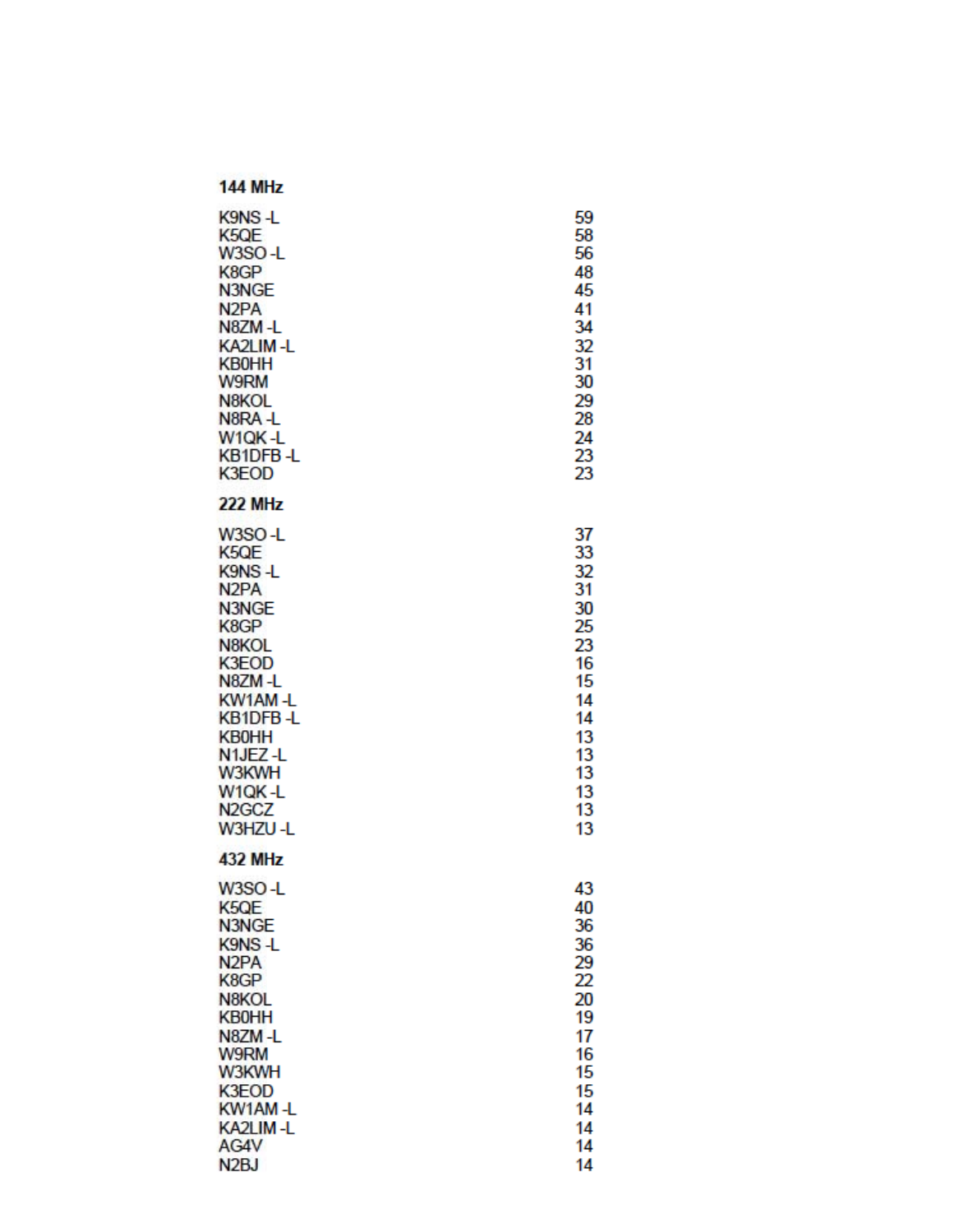### 144 MHz

| | |
|---|---|
| K9NS -L | 59 |
| K5QE | 58 |
| W3SO -L | 56 |
| K8GP | 48 |
| N3NGE | 45 |
| N2PA | 41 |
| N8ZM -L | 34 |
| KA2LIM -L | 32 |
| KB0HH | 31 |
| W9RM | 30 |
| N8KOL | 29 |
| N8RA -L | 28 |
| W1QK -L | 24 |
| KB1DFB -L | 23 |
| K3EOD | 23 |

### 222 MHz

| | |
|---|---|
| W3SO -L | 37 |
| K5QE | 33 |
| K9NS -L | 32 |
| N2PA | 31 |
| N3NGE | 30 |
| K8GP | 25 |
| N8KOL | 23 |
| K3EOD | 16 |
| N8ZM -L | 15 |
| KW1AM -L | 14 |
| KB1DFB -L | 14 |
| KB0HH | 13 |
| N1JEZ -L | 13 |
| W3KWH | 13 |
| W1QK -L | 13 |
| N2GCZ | 13 |
| W3HZU -L | 13 |

### 432 MHz

| | |
|---|---|
| W3SO -L | 43 |
| K5QE | 40 |
| N3NGE | 36 |
| K9NS -L | 36 |
| N2PA | 29 |
| K8GP | 22 |
| N8KOL | 20 |
| KB0HH | 19 |
| N8ZM -L | 17 |
| W9RM | 16 |
| W3KWH | 15 |
| K3EOD | 15 |
| KW1AM -L | 14 |
| KA2LIM -L | 14 |
| AG4V | 14 |
| N2BJ | 14 |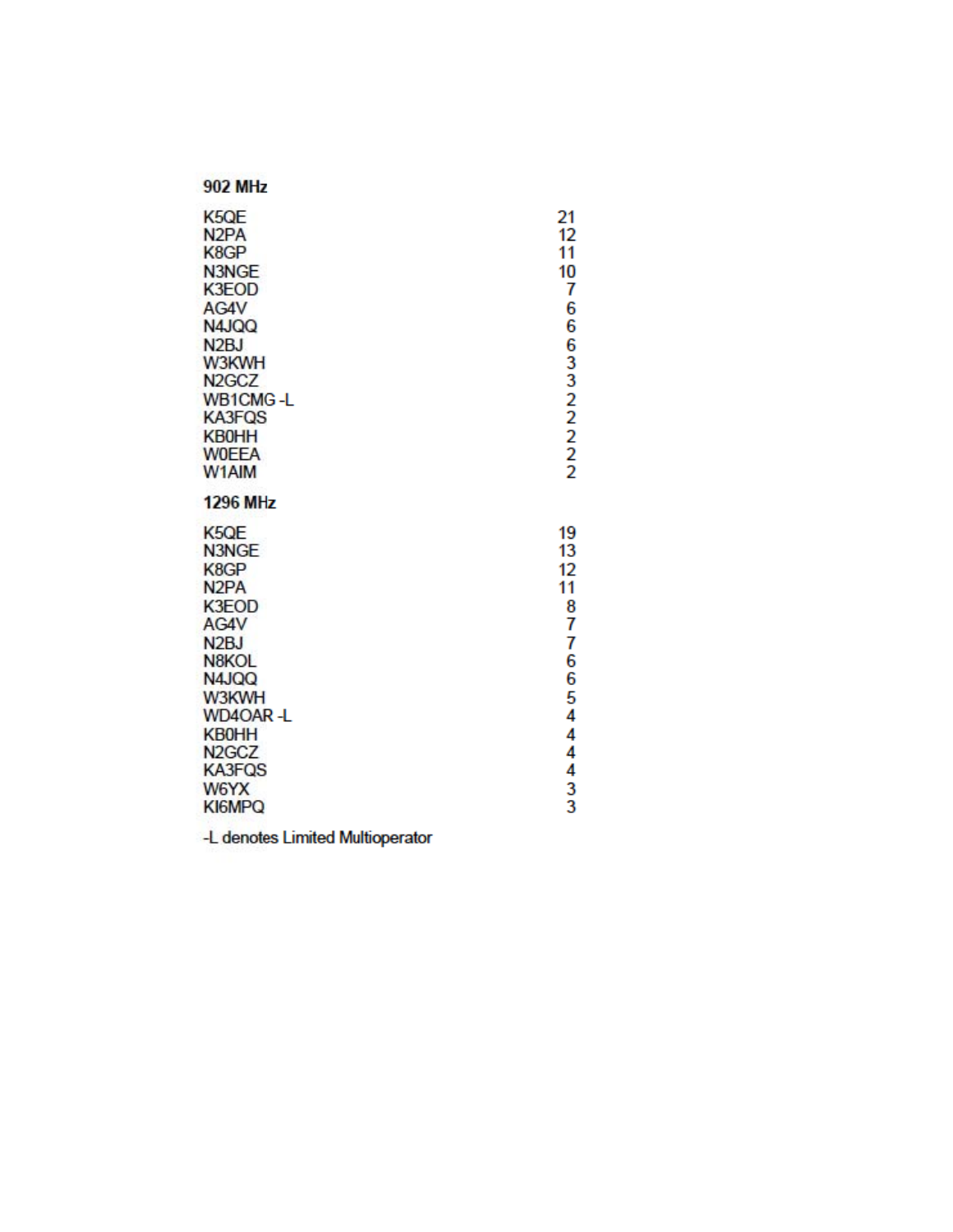**902 MHz**

| | |
|---|---|
| K5QE | 21 |
| N2PA | 12 |
| K8GP | 11 |
| N3NGE | 10 |
| K3EOD | 7 |
| AG4V | 6 |
| N4JQQ | 6 |
| N2BJ | 6 |
| W3KWH | 3 |
| N2GCZ | 3 |
| WB1CMG -L | 2 |
| KA3FQS | 2 |
| KB0HH | 2 |
| W0EEA | 2 |
| W1AIM | 2 |

**1296 MHz**

| | |
|---|---|
| K5QE | 19 |
| N3NGE | 13 |
| K8GP | 12 |
| N2PA | 11 |
| K3EOD | 8 |
| AG4V | 7 |
| N2BJ | 7 |
| N8KOL | 6 |
| N4JQQ | 6 |
| W3KWH | 5 |
| WD4OAR -L | 4 |
| KB0HH | 4 |
| N2GCZ | 4 |
| KA3FQS | 4 |
| W6YX | 3 |
| KI6MPQ | 3 |

-L denotes Limited Multioperator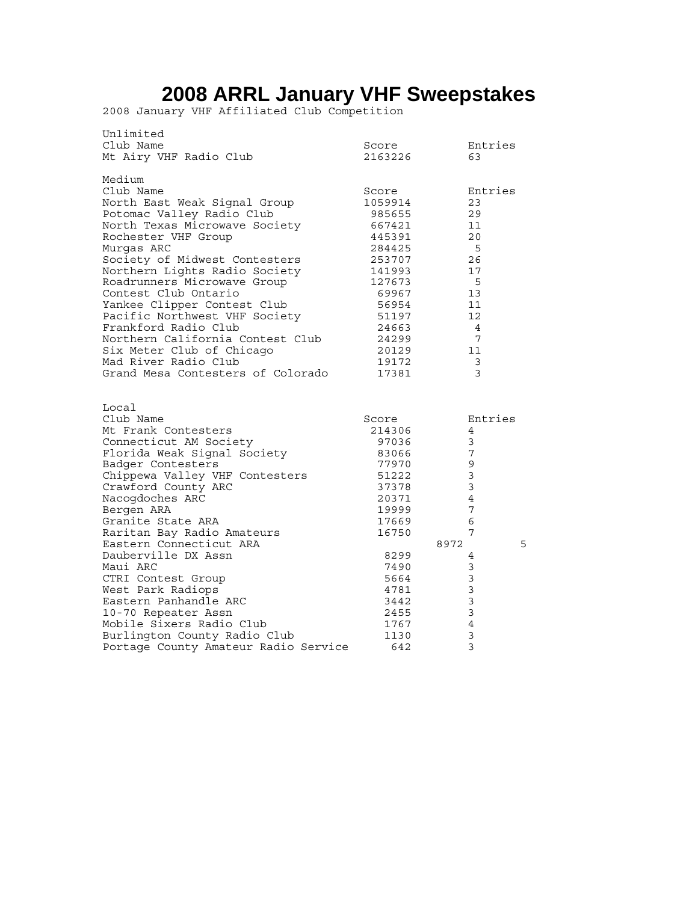# 2008 ARRL January VHF Sweepstakes

2008 January VHF Affiliated Club Competition

Unlimited

| Club Name | Score | Entries |
|---|---|---|
| Mt Airy VHF Radio Club | 2163226 | 63 |

Medium

| Club Name | Score | Entries |
|---|---|---|
| North East Weak Signal Group | 1059914 | 23 |
| Potomac Valley Radio Club | 985655 | 29 |
| North Texas Microwave Society | 667421 | 11 |
| Rochester VHF Group | 445391 | 20 |
| Murgas ARC | 284425 | 5 |
| Society of Midwest Contesters | 253707 | 26 |
| Northern Lights Radio Society | 141993 | 17 |
| Roadrunners Microwave Group | 127673 | 5 |
| Contest Club Ontario | 69967 | 13 |
| Yankee Clipper Contest Club | 56954 | 11 |
| Pacific Northwest VHF Society | 51197 | 12 |
| Frankford Radio Club | 24663 | 4 |
| Northern California Contest Club | 24299 | 7 |
| Six Meter Club of Chicago | 20129 | 11 |
| Mad River Radio Club | 19172 | 3 |
| Grand Mesa Contesters of Colorado | 17381 | 3 |

Local

| Club Name | Score | Entries |
|---|---|---|
| Mt Frank Contesters | 214306 | 4 |
| Connecticut AM Society | 97036 | 3 |
| Florida Weak Signal Society | 83066 | 7 |
| Badger Contesters | 77970 | 9 |
| Chippewa Valley VHF Contesters | 51222 | 3 |
| Crawford County ARC | 37378 | 3 |
| Nacogdoches ARC | 20371 | 4 |
| Bergen ARA | 19999 | 7 |
| Granite State ARA | 17669 | 6 |
| Raritan Bay Radio Amateurs | 16750 | 7 |
| Eastern Connecticut ARA | 8972 | 5 |
| Dauberville DX Assn | 8299 | 4 |
| Maui ARC | 7490 | 3 |
| CTRI Contest Group | 5664 | 3 |
| West Park Radiops | 4781 | 3 |
| Eastern Panhandle ARC | 3442 | 3 |
| 10-70 Repeater Assn | 2455 | 3 |
| Mobile Sixers Radio Club | 1767 | 4 |
| Burlington County Radio Club | 1130 | 3 |
| Portage County Amateur Radio Service | 642 | 3 |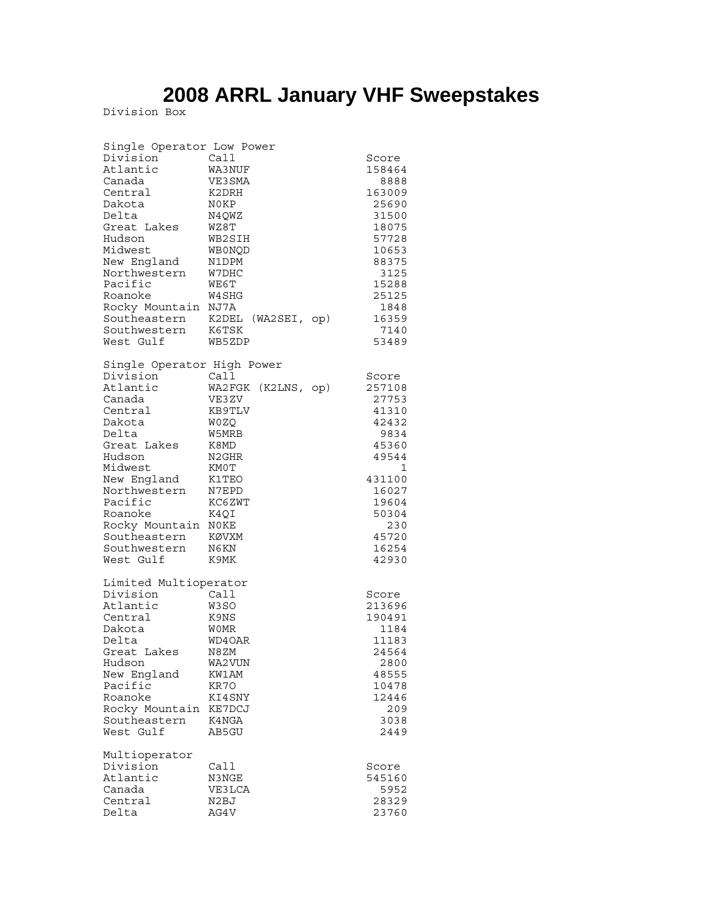# 2008 ARRL January VHF Sweepstakes

Division Box

Single Operator Low Power

| Division | Call | Score |
|---|---|---|
| Atlantic | WA3NUF | 158464 |
| Canada | VE3SMA | 8888 |
| Central | K2DRH | 163009 |
| Dakota | N0KP | 25690 |
| Delta | N4QWZ | 31500 |
| Great Lakes | WZ8T | 18075 |
| Hudson | WB2SIH | 57728 |
| Midwest | WB0NQD | 10653 |
| New England | N1DPM | 88375 |
| Northwestern | W7DHC | 3125 |
| Pacific | WE6T | 15288 |
| Roanoke | W4SHG | 25125 |
| Rocky Mountain | NJ7A | 1848 |
| Southeastern | K2DEL (WA2SEI, op) | 16359 |
| Southwestern | K6TSK | 7140 |
| West Gulf | WB5ZDP | 53489 |

Single Operator High Power

| Division | Call | Score |
|---|---|---|
| Atlantic | WA2FGK (K2LNS, op) | 257108 |
| Canada | VE3ZV | 27753 |
| Central | KB9TLV | 41310 |
| Dakota | W0ZQ | 42432 |
| Delta | W5MRB | 9834 |
| Great Lakes | K8MD | 45360 |
| Hudson | N2GHR | 49544 |
| Midwest | KM0T | 1 |
| New England | K1TEO | 431100 |
| Northwestern | N7EPD | 16027 |
| Pacific | KC6ZWT | 19604 |
| Roanoke | K4QI | 50304 |
| Rocky Mountain | N0KE | 230 |
| Southeastern | KØVXM | 45720 |
| Southwestern | N6KN | 16254 |
| West Gulf | K9MK | 42930 |

Limited Multioperator

| Division | Call | Score |
|---|---|---|
| Atlantic | W3SO | 213696 |
| Central | K9NS | 190491 |
| Dakota | W0MR | 1184 |
| Delta | WD4OAR | 11183 |
| Great Lakes | N8ZM | 24564 |
| Hudson | WA2VUN | 2800 |
| New England | KW1AM | 48555 |
| Pacific | KR7O | 10478 |
| Roanoke | KI4SNY | 12446 |
| Rocky Mountain | KE7DCJ | 209 |
| Southeastern | K4NGA | 3038 |
| West Gulf | AB5GU | 2449 |

Multioperator

| Division | Call | Score |
|---|---|---|
| Atlantic | N3NGE | 545160 |
| Canada | VE3LCA | 5952 |
| Central | N2BJ | 28329 |
| Delta | AG4V | 23760 |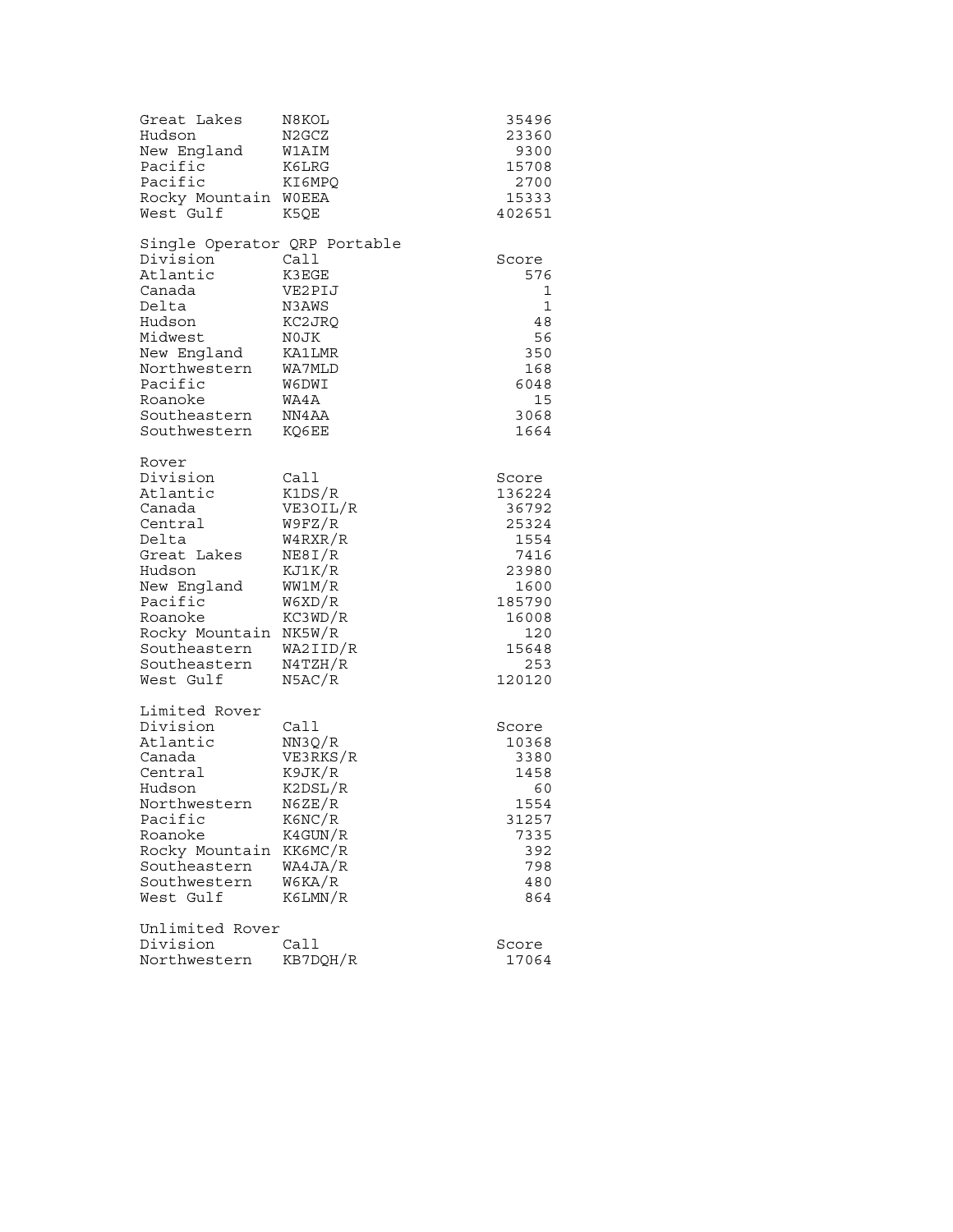| Division | Call | Score |
|---|---|---|
| Great Lakes | N8KOL | 35496 |
| Hudson | N2GCZ | 23360 |
| New England | W1AIM | 9300 |
| Pacific | K6LRG | 15708 |
| Pacific | KI6MPQ | 2700 |
| Rocky Mountain | W0EEA | 15333 |
| West Gulf | K5QE | 402651 |

Single Operator QRP Portable

| Division | Call | Score |
|---|---|---|
| Atlantic | K3EGE | 576 |
| Canada | VE2PIJ | 1 |
| Delta | N3AWS | 1 |
| Hudson | KC2JRQ | 48 |
| Midwest | N0JK | 56 |
| New England | KA1LMR | 350 |
| Northwestern | WA7MLD | 168 |
| Pacific | W6DWI | 6048 |
| Roanoke | WA4A | 15 |
| Southeastern | NN4AA | 3068 |
| Southwestern | KQ6EE | 1664 |

Rover

| Division | Call | Score |
|---|---|---|
| Atlantic | K1DS/R | 136224 |
| Canada | VE3OIL/R | 36792 |
| Central | W9FZ/R | 25324 |
| Delta | W4RXR/R | 1554 |
| Great Lakes | NE8I/R | 7416 |
| Hudson | KJ1K/R | 23980 |
| New England | WW1M/R | 1600 |
| Pacific | W6XD/R | 185790 |
| Roanoke | KC3WD/R | 16008 |
| Rocky Mountain | NK5W/R | 120 |
| Southeastern | WA2IID/R | 15648 |
| Southeastern | N4TZH/R | 253 |
| West Gulf | N5AC/R | 120120 |

Limited Rover

| Division | Call | Score |
|---|---|---|
| Atlantic | NN3Q/R | 10368 |
| Canada | VE3RKS/R | 3380 |
| Central | K9JK/R | 1458 |
| Hudson | K2DSL/R | 60 |
| Northwestern | N6ZE/R | 1554 |
| Pacific | K6NC/R | 31257 |
| Roanoke | K4GUN/R | 7335 |
| Rocky Mountain | KK6MC/R | 392 |
| Southeastern | WA4JA/R | 798 |
| Southwestern | W6KA/R | 480 |
| West Gulf | K6LMN/R | 864 |

Unlimited Rover

| Division | Call | Score |
|---|---|---|
| Northwestern | KB7DQH/R | 17064 |